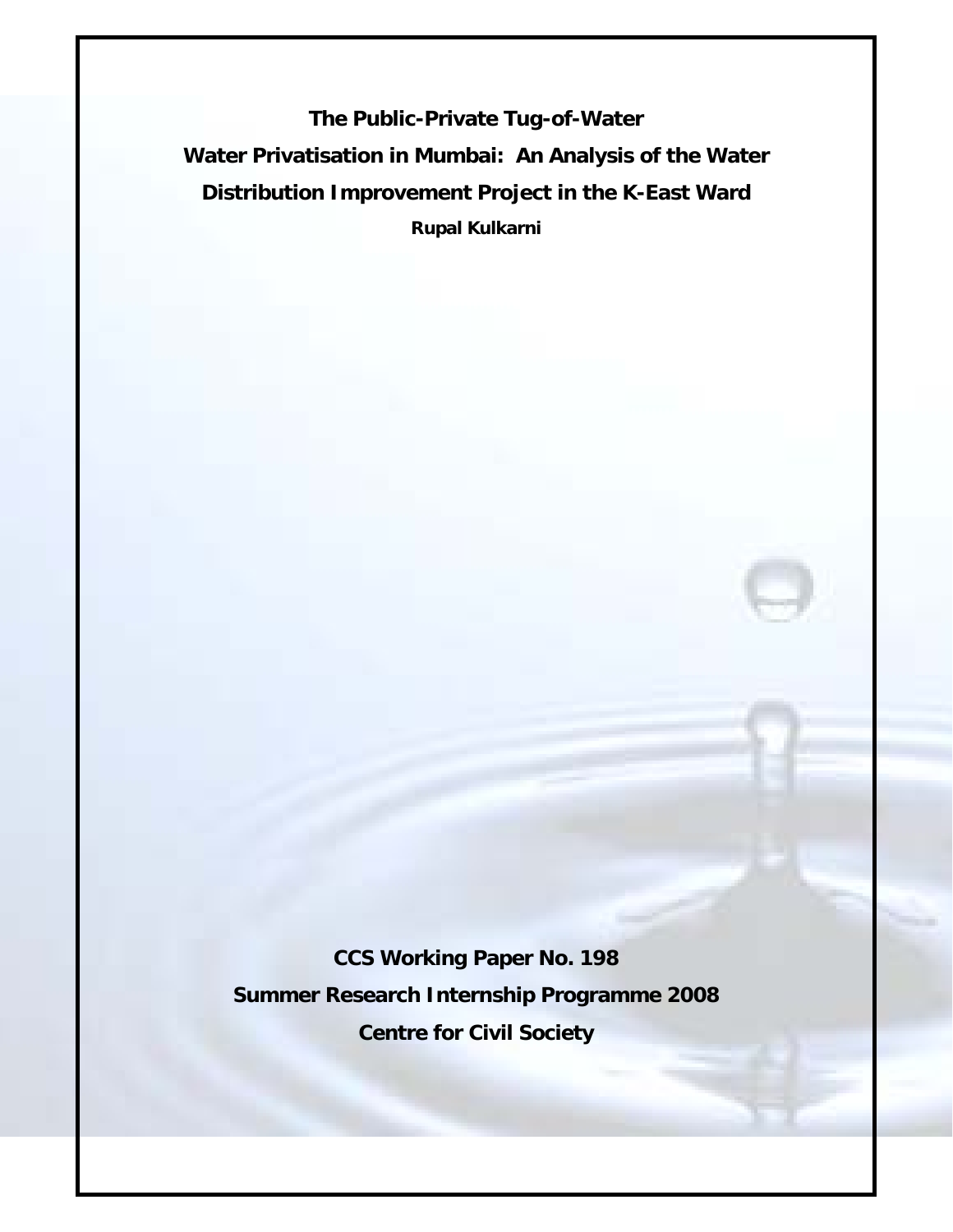# The Public-Private Tug-of-Water

## Water Privatisation in Mumbai: An Analysis of the Water Distribution Improvement Project in the K-East Ward

**Rupal Kulkarni**

**CCS Working Paper No. 198**

**Summer Research Internship Programme 2008**

**Centre for Civil Society**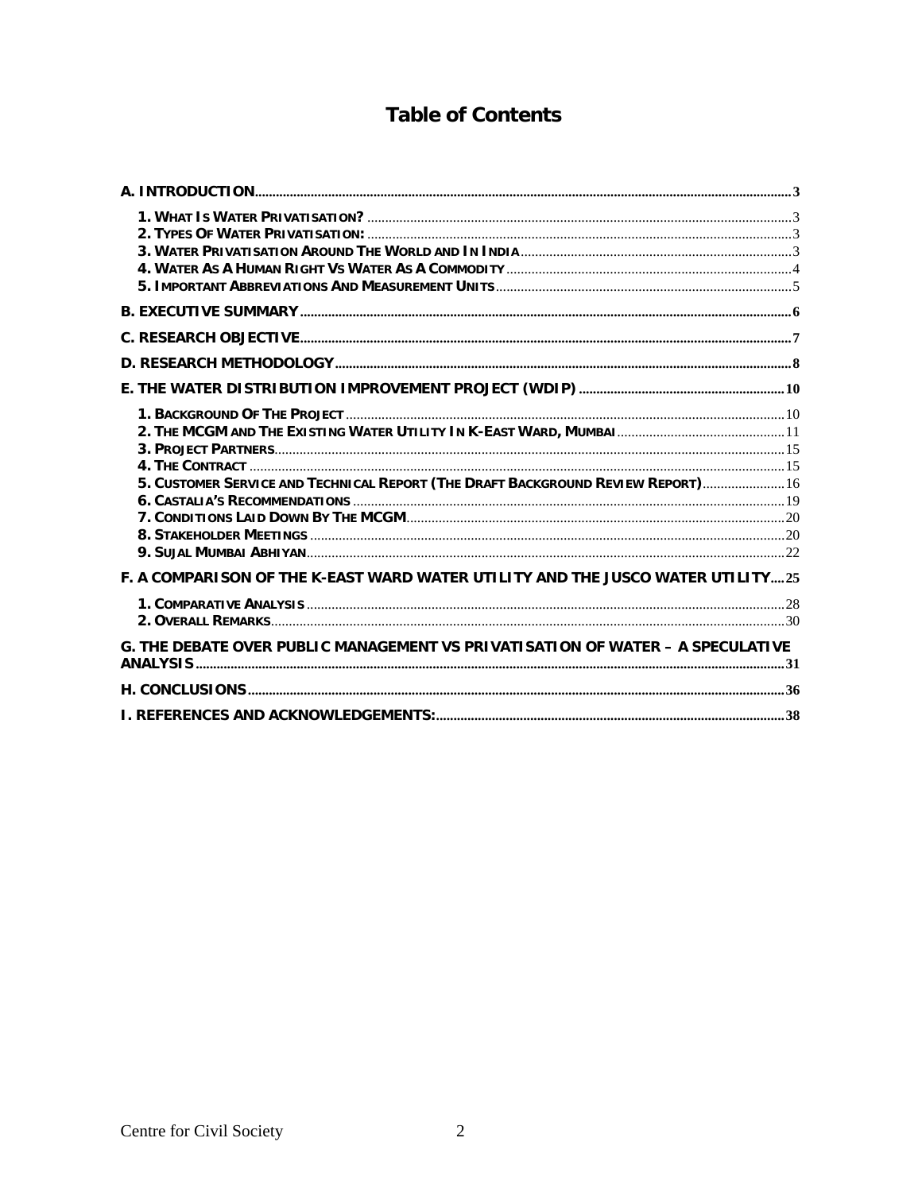# Table of Contents

- **A. INTRODUCTION** ..... 3
  - **1. What Is Water Privatisation?** ..... 3
  - **2. Types Of Water Privatisation:** ..... 3
  - **3. Water Privatisation Around The World and In India** ..... 3
  - **4. Water As A Human Right Vs Water As A Commodity** ..... 4
  - **5. Important Abbreviations And Measurement Units** ..... 5
- **B. EXECUTIVE SUMMARY** ..... 6
- **C. RESEARCH OBJECTIVE** ..... 7
- **D. RESEARCH METHODOLOGY** ..... 8
- **E. THE WATER DISTRIBUTION IMPROVEMENT PROJECT (WDIP)** ..... 10
  - **1. Background Of The Project** ..... 10
  - **2. The MCGM and The Existing Water Utility In K-East Ward, Mumbai** ..... 11
  - **3. Project Partners** ..... 15
  - **4. The Contract** ..... 15
  - **5. Customer Service and Technical Report (The Draft Background Review Report)** ..... 16
  - **6. Castalia's Recommendations** ..... 19
  - **7. Conditions Laid Down By The MCGM** ..... 20
  - **8. Stakeholder Meetings** ..... 20
  - **9. Sujal Mumbai Abhiyan** ..... 22
- **F. A COMPARISON OF THE K-EAST WARD WATER UTILITY AND THE JUSCO WATER UTILITY** ..... 25
  - **1. Comparative Analysis** ..... 28
  - **2. Overall Remarks** ..... 30
- **G. THE DEBATE OVER PUBLIC MANAGEMENT VS PRIVATISATION OF WATER – A SPECULATIVE ANALYSIS** ..... 31
- **H. CONCLUSIONS** ..... 36
- **I. REFERENCES AND ACKNOWLEDGEMENTS:** ..... 38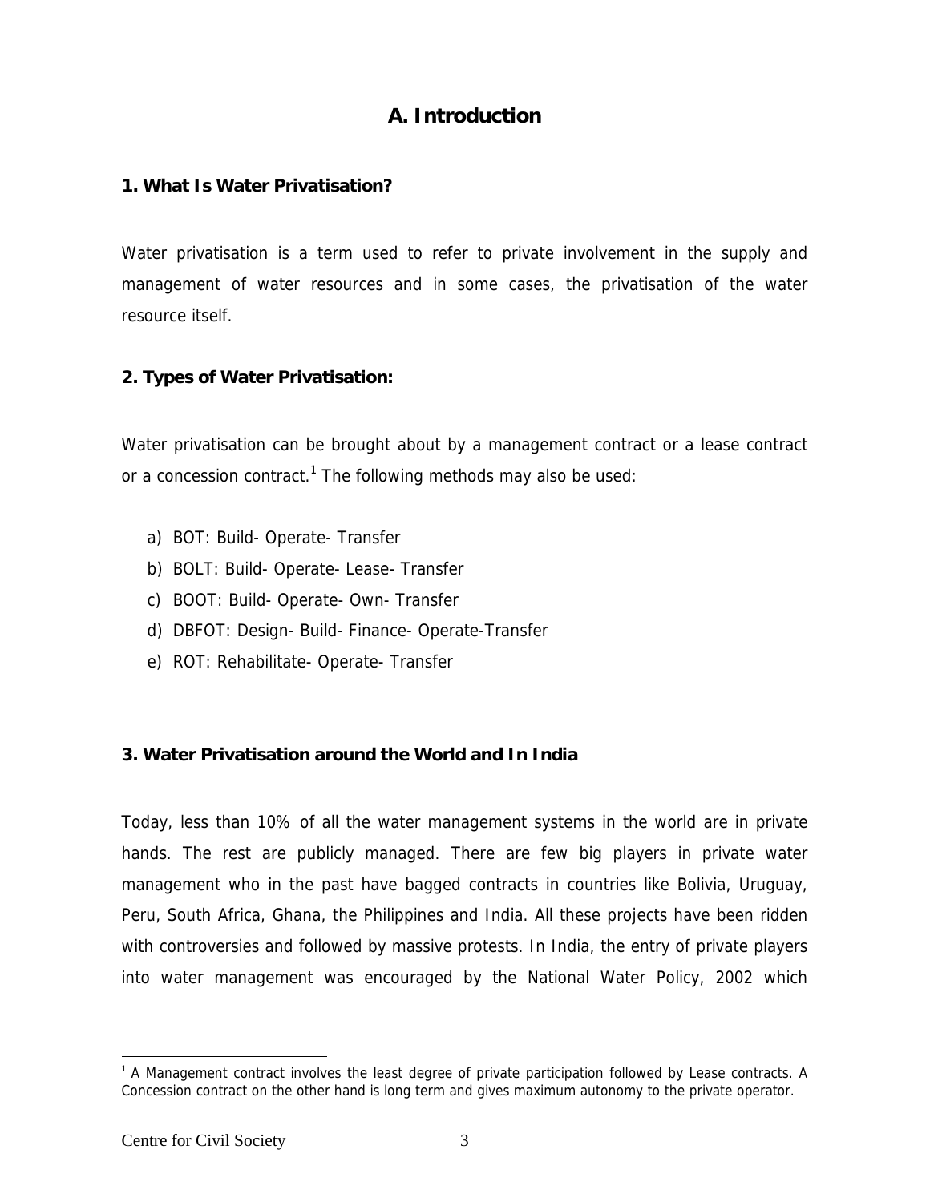# A. Introduction

### 1. What Is Water Privatisation?

Water privatisation is a term used to refer to private involvement in the supply and management of water resources and in some cases, the privatisation of the water resource itself.

### 2. Types of Water Privatisation:

Water privatisation can be brought about by a management contract or a lease contract or a concession contract.[1] The following methods may also be used:

a) BOT: Build- Operate- Transfer
b) BOLT: Build- Operate- Lease- Transfer
c) BOOT: Build- Operate- Own- Transfer
d) DBFOT: Design- Build- Finance- Operate-Transfer
e) ROT: Rehabilitate- Operate- Transfer

### 3. Water Privatisation around the World and In India

Today, less than 10% of all the water management systems in the world are in private hands. The rest are publicly managed. There are few big players in private water management who in the past have bagged contracts in countries like Bolivia, Uruguay, Peru, South Africa, Ghana, the Philippines and India. All these projects have been ridden with controversies and followed by massive protests. In India, the entry of private players into water management was encouraged by the National Water Policy, 2002 which

---

[1] A Management contract involves the least degree of private participation followed by Lease contracts. A Concession contract on the other hand is long term and gives maximum autonomy to the private operator.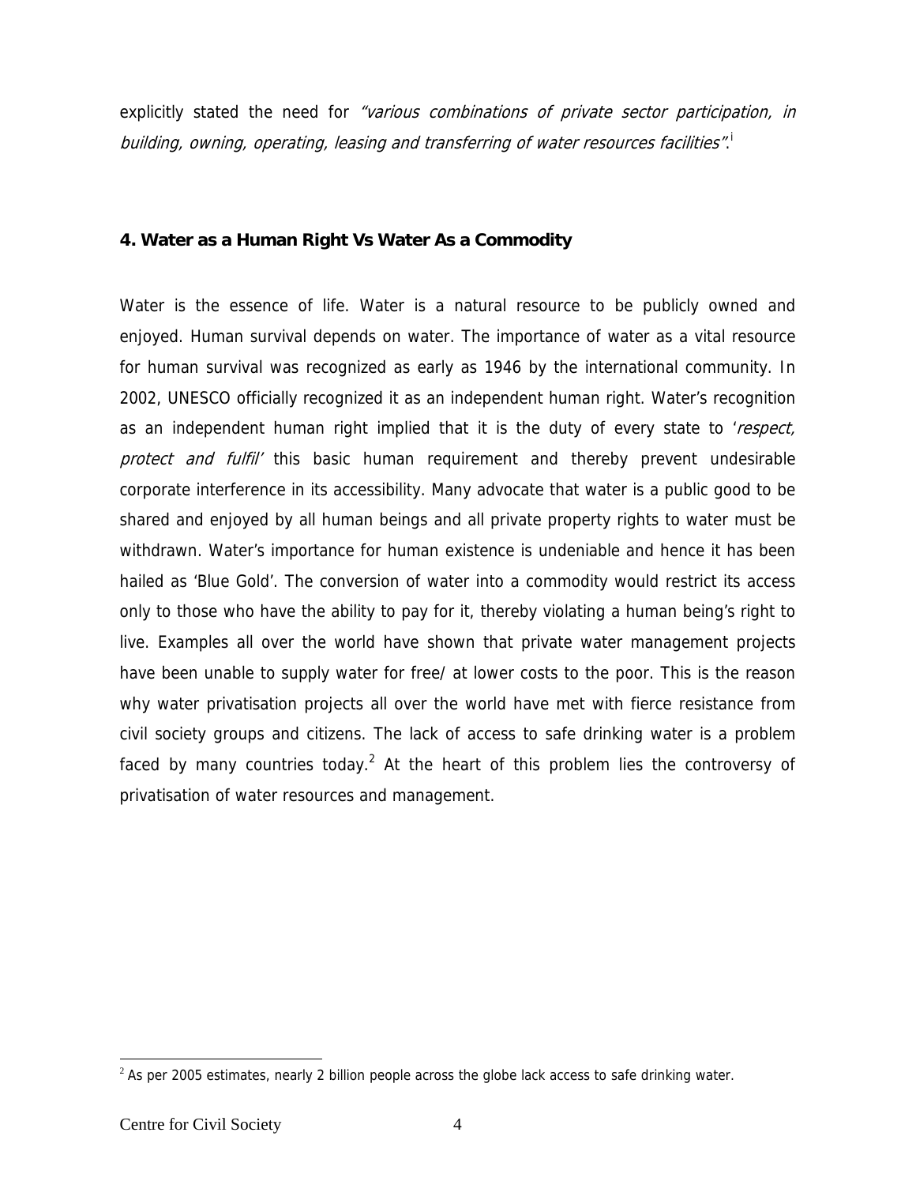explicitly stated the need for *"various combinations of private sector participation, in building, owning, operating, leasing and transferring of water resources facilities"*.[i]

#### 4. Water as a Human Right Vs Water As a Commodity

Water is the essence of life. Water is a natural resource to be publicly owned and enjoyed. Human survival depends on water. The importance of water as a vital resource for human survival was recognized as early as 1946 by the international community. In 2002, UNESCO officially recognized it as an independent human right. Water's recognition as an independent human right implied that it is the duty of every state to '*respect, protect and fulfil'* this basic human requirement and thereby prevent undesirable corporate interference in its accessibility. Many advocate that water is a public good to be shared and enjoyed by all human beings and all private property rights to water must be withdrawn. Water's importance for human existence is undeniable and hence it has been hailed as 'Blue Gold'. The conversion of water into a commodity would restrict its access only to those who have the ability to pay for it, thereby violating a human being's right to live. Examples all over the world have shown that private water management projects have been unable to supply water for free/ at lower costs to the poor. This is the reason why water privatisation projects all over the world have met with fierce resistance from civil society groups and citizens. The lack of access to safe drinking water is a problem faced by many countries today.[2] At the heart of this problem lies the controversy of privatisation of water resources and management.

[2] As per 2005 estimates, nearly 2 billion people across the globe lack access to safe drinking water.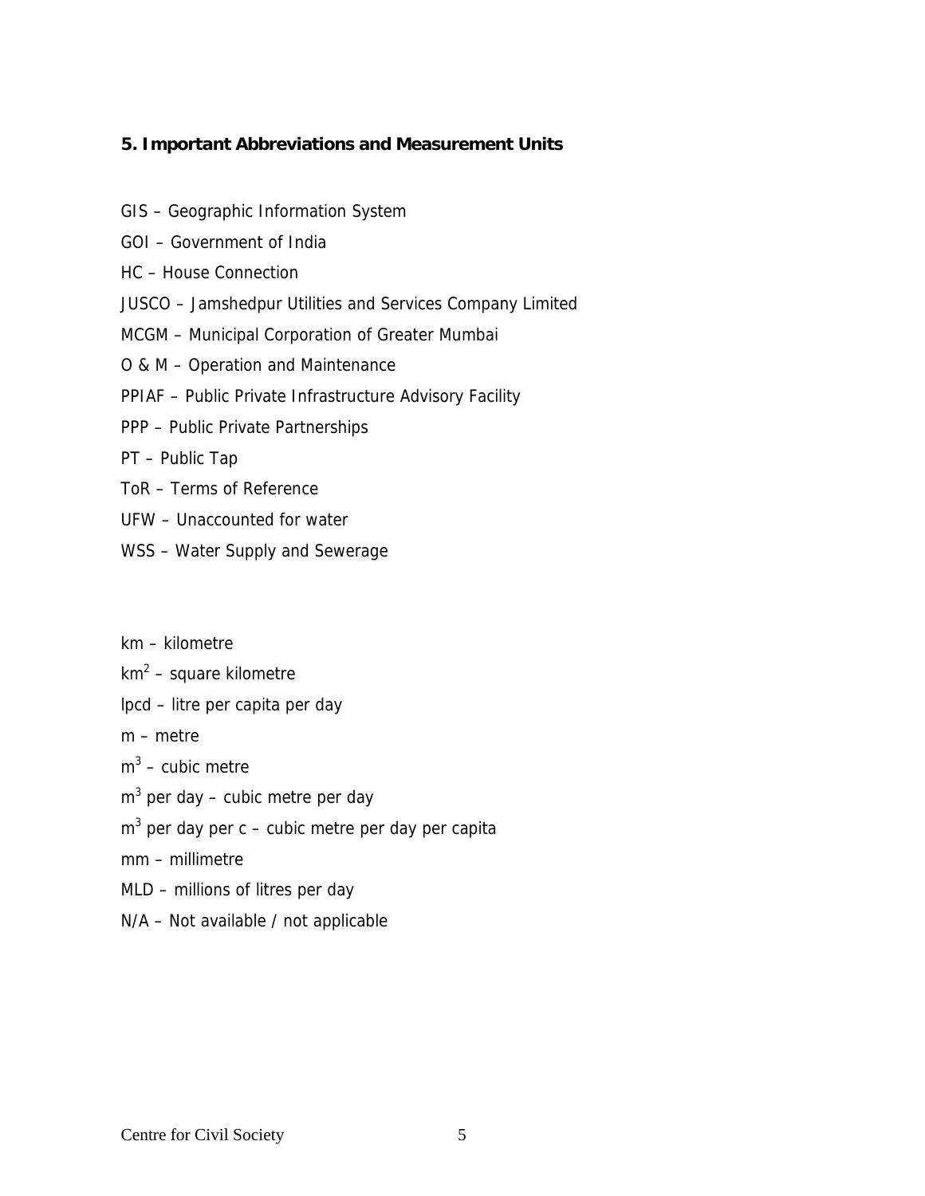## 5. Important Abbreviations and Measurement Units

GIS – Geographic Information System

GOI – Government of India

HC – House Connection

JUSCO – Jamshedpur Utilities and Services Company Limited

MCGM – Municipal Corporation of Greater Mumbai

O & M – Operation and Maintenance

PPIAF – Public Private Infrastructure Advisory Facility

PPP – Public Private Partnerships

PT – Public Tap

ToR – Terms of Reference

UFW – Unaccounted for water

WSS – Water Supply and Sewerage

km – kilometre

$km^2$ – square kilometre

lpcd – litre per capita per day

m – metre

$m^3$ – cubic metre

$m^3$ per day – cubic metre per day

$m^3$ per day per c – cubic metre per day per capita

mm – millimetre

MLD – millions of litres per day

N/A – Not available / not applicable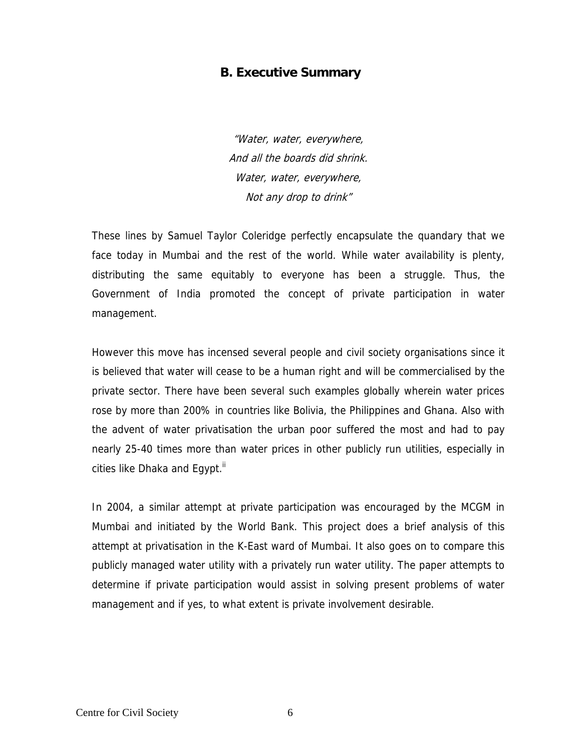## B. Executive Summary

*"Water, water, everywhere,*
*And all the boards did shrink.*
*Water, water, everywhere,*
*Not any drop to drink"*

These lines by Samuel Taylor Coleridge perfectly encapsulate the quandary that we face today in Mumbai and the rest of the world. While water availability is plenty, distributing the same equitably to everyone has been a struggle. Thus, the Government of India promoted the concept of private participation in water management.

However this move has incensed several people and civil society organisations since it is believed that water will cease to be a human right and will be commercialised by the private sector. There have been several such examples globally wherein water prices rose by more than 200% in countries like Bolivia, the Philippines and Ghana. Also with the advent of water privatisation the urban poor suffered the most and had to pay nearly 25-40 times more than water prices in other publicly run utilities, especially in cities like Dhaka and Egypt.[ii]

In 2004, a similar attempt at private participation was encouraged by the MCGM in Mumbai and initiated by the World Bank. This project does a brief analysis of this attempt at privatisation in the K-East ward of Mumbai. It also goes on to compare this publicly managed water utility with a privately run water utility. The paper attempts to determine if private participation would assist in solving present problems of water management and if yes, to what extent is private involvement desirable.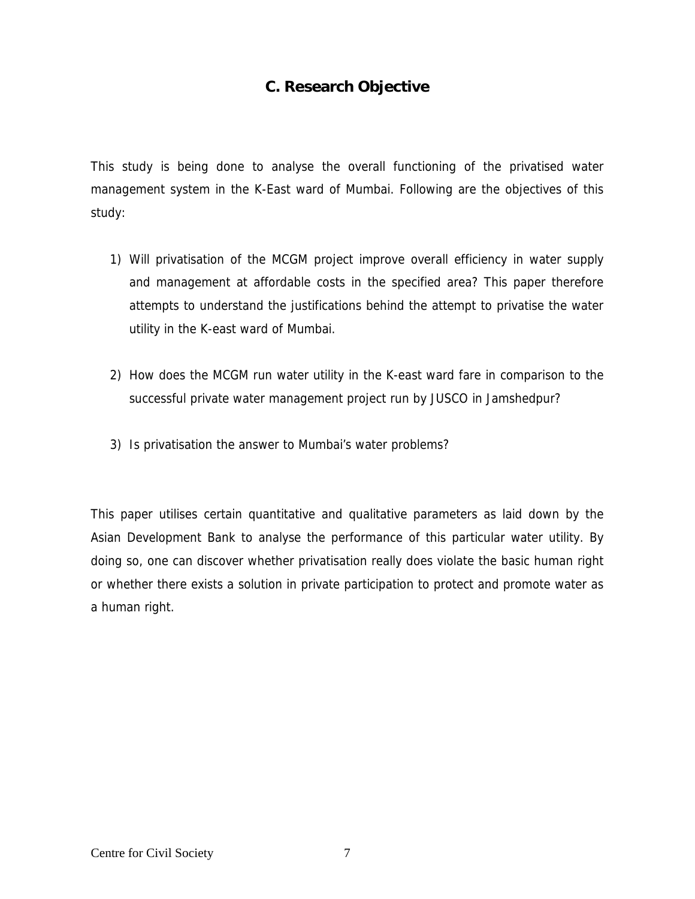## C. Research Objective

This study is being done to analyse the overall functioning of the privatised water management system in the K-East ward of Mumbai. Following are the objectives of this study:

1) Will privatisation of the MCGM project improve overall efficiency in water supply and management at affordable costs in the specified area? This paper therefore attempts to understand the justifications behind the attempt to privatise the water utility in the K-east ward of Mumbai.

2) How does the MCGM run water utility in the K-east ward fare in comparison to the successful private water management project run by JUSCO in Jamshedpur?

3) Is privatisation the answer to Mumbai's water problems?

This paper utilises certain quantitative and qualitative parameters as laid down by the Asian Development Bank to analyse the performance of this particular water utility. By doing so, one can discover whether privatisation really does violate the basic human right or whether there exists a solution in private participation to protect and promote water as a human right.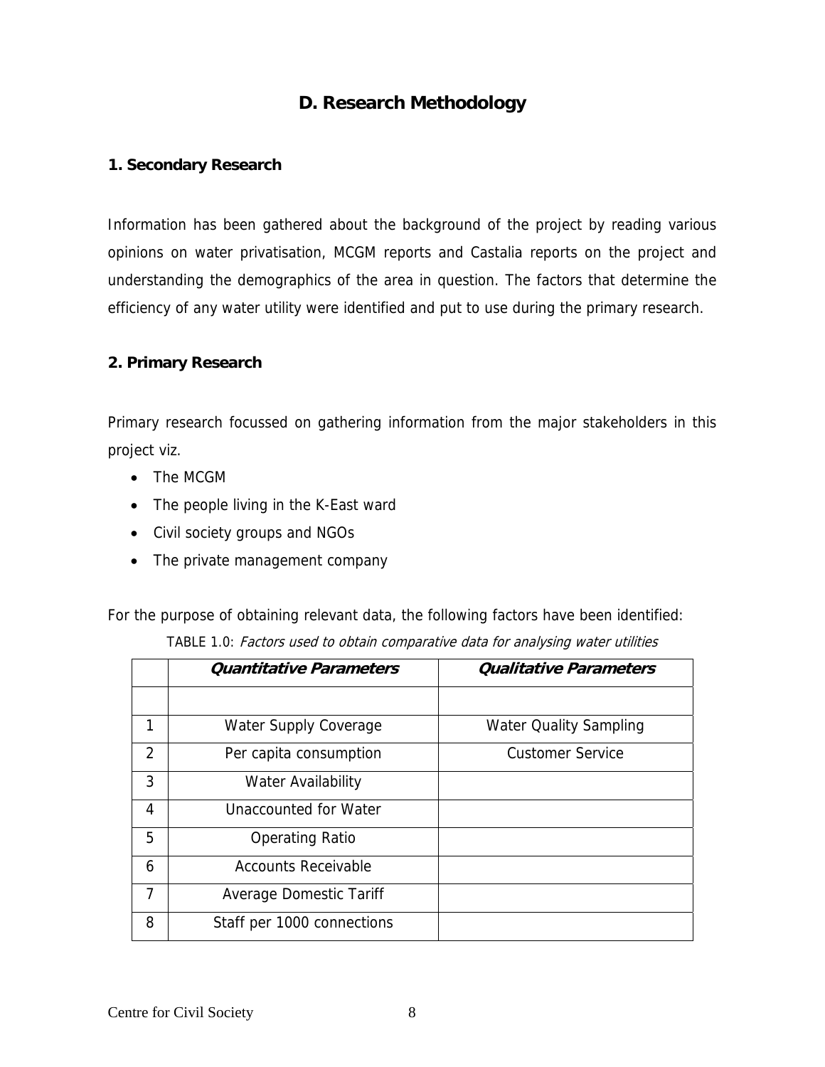## D. Research Methodology

### 1. Secondary Research

Information has been gathered about the background of the project by reading various opinions on water privatisation, MCGM reports and Castalia reports on the project and understanding the demographics of the area in question. The factors that determine the efficiency of any water utility were identified and put to use during the primary research.

### 2. Primary Research

Primary research focussed on gathering information from the major stakeholders in this project viz.

- The MCGM
- The people living in the K-East ward
- Civil society groups and NGOs
- The private management company

For the purpose of obtaining relevant data, the following factors have been identified:

TABLE 1.0: *Factors used to obtain comparative data for analysing water utilities*

| | ***Quantitative Parameters*** | ***Qualitative Parameters*** |
|---|---|---|
| | | |
| 1 | Water Supply Coverage | Water Quality Sampling |
| 2 | Per capita consumption | Customer Service |
| 3 | Water Availability | |
| 4 | Unaccounted for Water | |
| 5 | Operating Ratio | |
| 6 | Accounts Receivable | |
| 7 | Average Domestic Tariff | |
| 8 | Staff per 1000 connections | |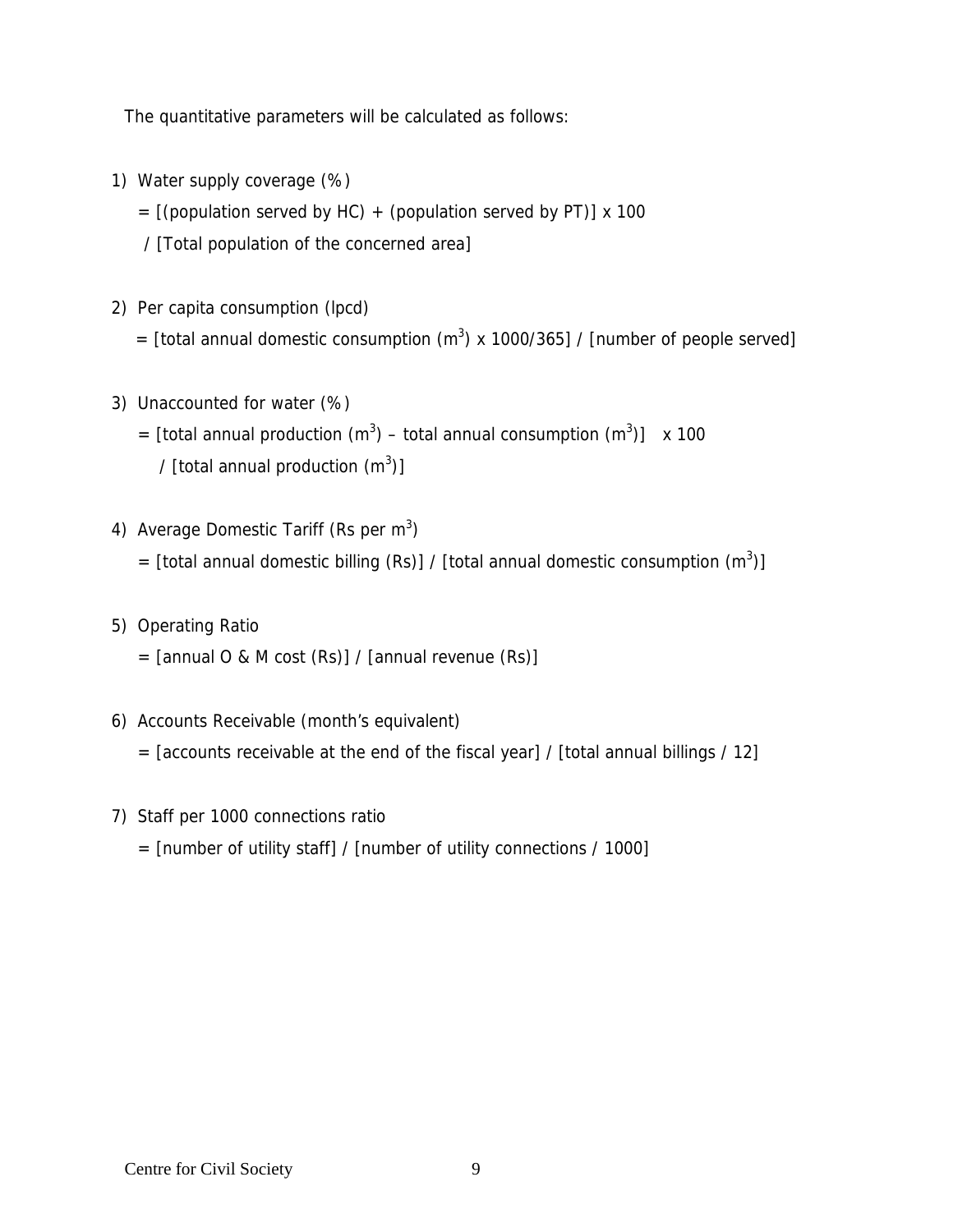The quantitative parameters will be calculated as follows:

1) Water supply coverage (%)

   = [(population served by HC) + (population served by PT)] x 100
   / [Total population of the concerned area]

2) Per capita consumption (lpcd)

   = [total annual domestic consumption ($m^3$) x 1000/365] / [number of people served]

3) Unaccounted for water (%)

   = [total annual production ($m^3$) – total annual consumption ($m^3$)] x 100
   / [total annual production ($m^3$)]

4) Average Domestic Tariff (Rs per $m^3$)

   = [total annual domestic billing (Rs)] / [total annual domestic consumption ($m^3$)]

5) Operating Ratio

   = [annual O & M cost (Rs)] / [annual revenue (Rs)]

6) Accounts Receivable (month's equivalent)

   = [accounts receivable at the end of the fiscal year] / [total annual billings / 12]

7) Staff per 1000 connections ratio

   = [number of utility staff] / [number of utility connections / 1000]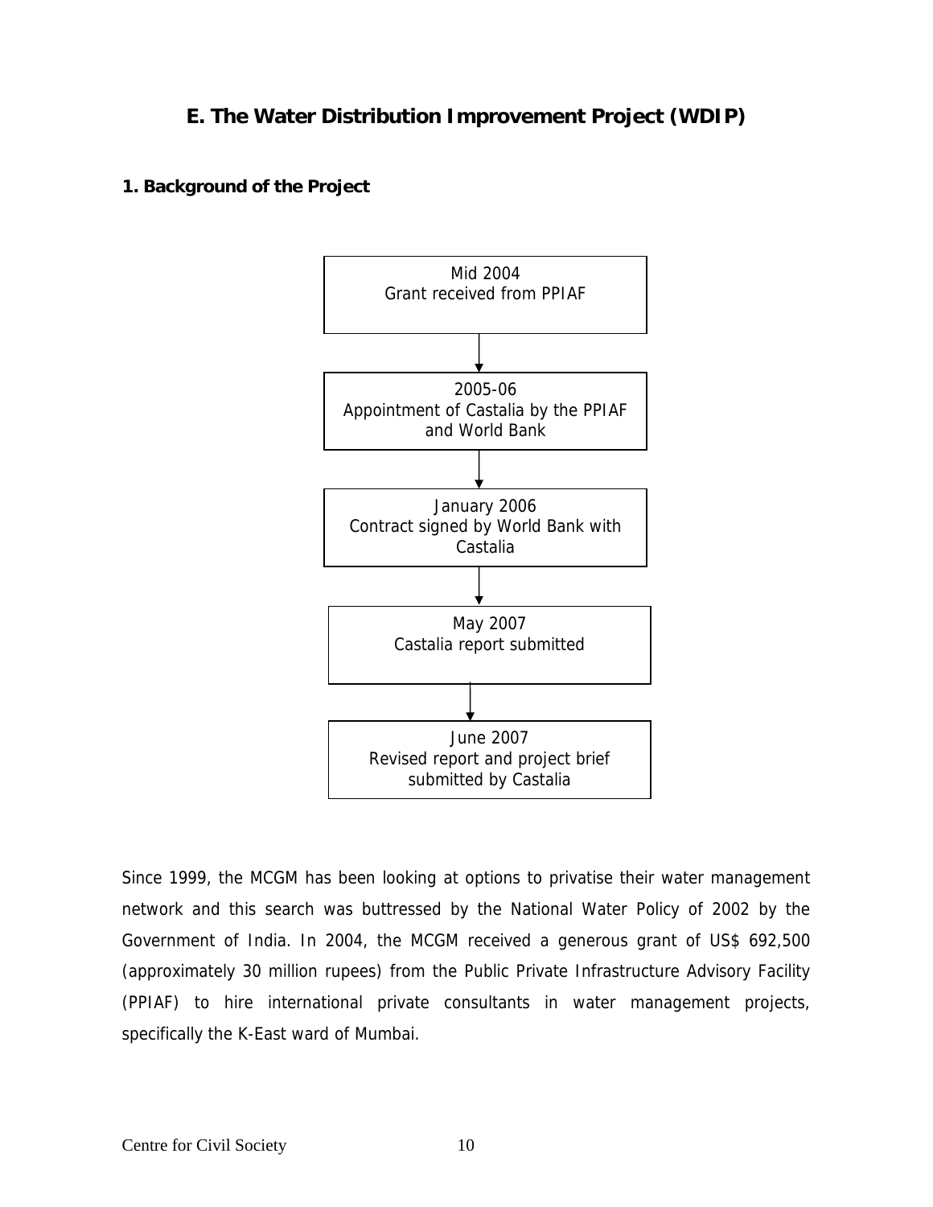## E. The Water Distribution Improvement Project (WDIP)

### 1. Background of the Project

Mid 2004
Grant received from PPIAF

↓

2005-06
Appointment of Castalia by the PPIAF and World Bank

↓

January 2006
Contract signed by World Bank with Castalia

↓

May 2007
Castalia report submitted

↓

June 2007
Revised report and project brief submitted by Castalia

Since 1999, the MCGM has been looking at options to privatise their water management network and this search was buttressed by the National Water Policy of 2002 by the Government of India. In 2004, the MCGM received a generous grant of US$ 692,500 (approximately 30 million rupees) from the Public Private Infrastructure Advisory Facility (PPIAF) to hire international private consultants in water management projects, specifically the K-East ward of Mumbai.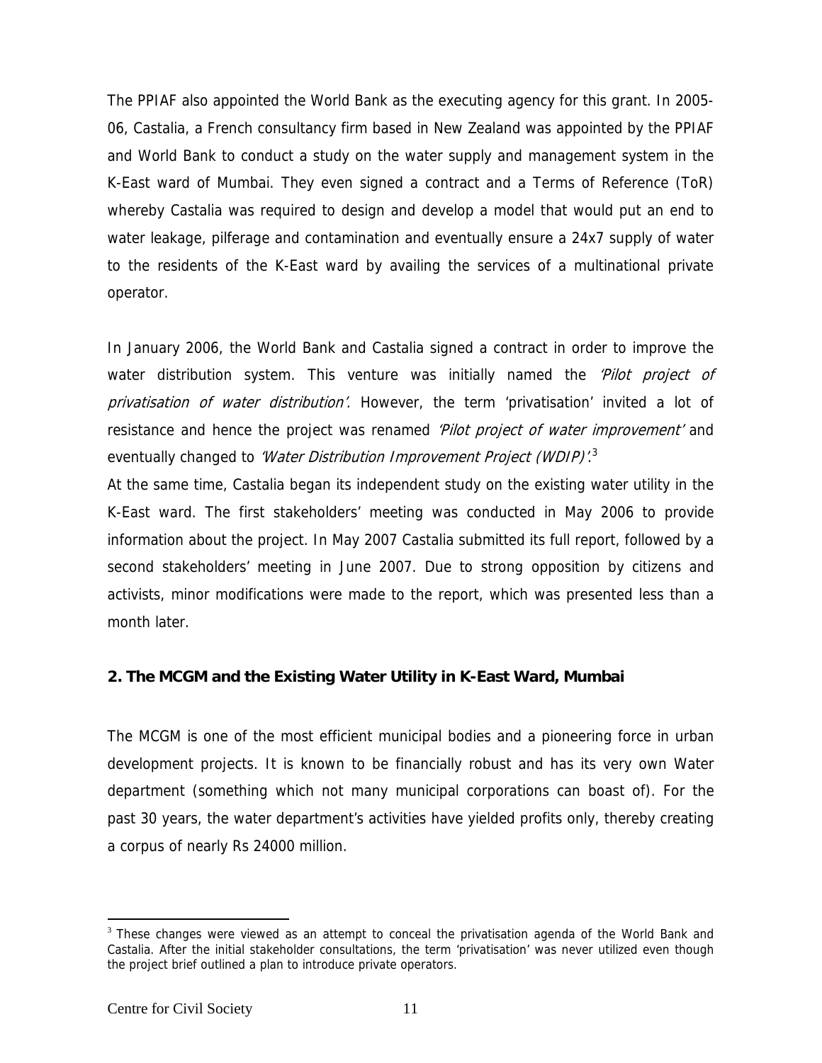The PPIAF also appointed the World Bank as the executing agency for this grant. In 2005-06, Castalia, a French consultancy firm based in New Zealand was appointed by the PPIAF and World Bank to conduct a study on the water supply and management system in the K-East ward of Mumbai. They even signed a contract and a Terms of Reference (ToR) whereby Castalia was required to design and develop a model that would put an end to water leakage, pilferage and contamination and eventually ensure a 24x7 supply of water to the residents of the K-East ward by availing the services of a multinational private operator.

In January 2006, the World Bank and Castalia signed a contract in order to improve the water distribution system. This venture was initially named the *'Pilot project of privatisation of water distribution'.* However, the term 'privatisation' invited a lot of resistance and hence the project was renamed *'Pilot project of water improvement'* and eventually changed to *'Water Distribution Improvement Project (WDIP)'*.[3]

At the same time, Castalia began its independent study on the existing water utility in the K-East ward. The first stakeholders' meeting was conducted in May 2006 to provide information about the project. In May 2007 Castalia submitted its full report, followed by a second stakeholders' meeting in June 2007. Due to strong opposition by citizens and activists, minor modifications were made to the report, which was presented less than a month later.

## 2. The MCGM and the Existing Water Utility in K-East Ward, Mumbai

The MCGM is one of the most efficient municipal bodies and a pioneering force in urban development projects. It is known to be financially robust and has its very own Water department (something which not many municipal corporations can boast of). For the past 30 years, the water department's activities have yielded profits only, thereby creating a corpus of nearly Rs 24000 million.

[3] These changes were viewed as an attempt to conceal the privatisation agenda of the World Bank and Castalia. After the initial stakeholder consultations, the term 'privatisation' was never utilized even though the project brief outlined a plan to introduce private operators.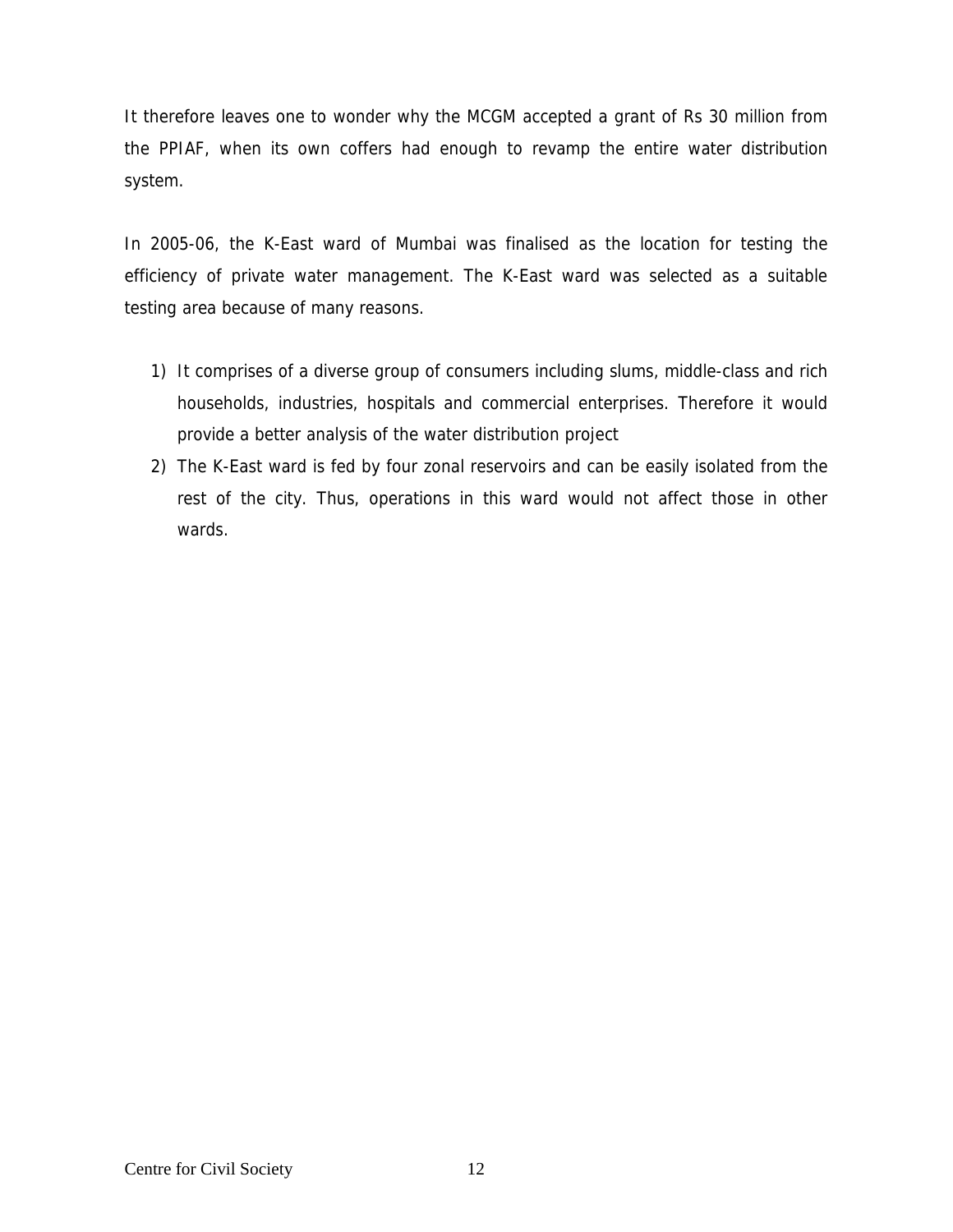It therefore leaves one to wonder why the MCGM accepted a grant of Rs 30 million from the PPIAF, when its own coffers had enough to revamp the entire water distribution system.

In 2005-06, the K-East ward of Mumbai was finalised as the location for testing the efficiency of private water management. The K-East ward was selected as a suitable testing area because of many reasons.

1) It comprises of a diverse group of consumers including slums, middle-class and rich households, industries, hospitals and commercial enterprises. Therefore it would provide a better analysis of the water distribution project
2) The K-East ward is fed by four zonal reservoirs and can be easily isolated from the rest of the city. Thus, operations in this ward would not affect those in other wards.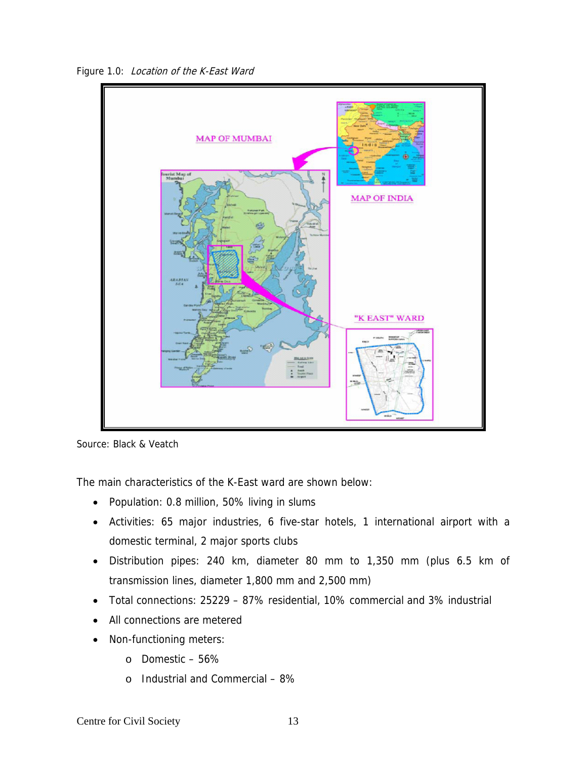Figure 1.0: *Location of the K-East Ward*

Source: Black & Veatch

The main characteristics of the K-East ward are shown below:

- Population: 0.8 million, 50% living in slums
- Activities: 65 major industries, 6 five-star hotels, 1 international airport with a domestic terminal, 2 major sports clubs
- Distribution pipes: 240 km, diameter 80 mm to 1,350 mm (plus 6.5 km of transmission lines, diameter 1,800 mm and 2,500 mm)
- Total connections: 25229 – 87% residential, 10% commercial and 3% industrial
- All connections are metered
- Non-functioning meters:
  - Domestic – 56%
  - Industrial and Commercial – 8%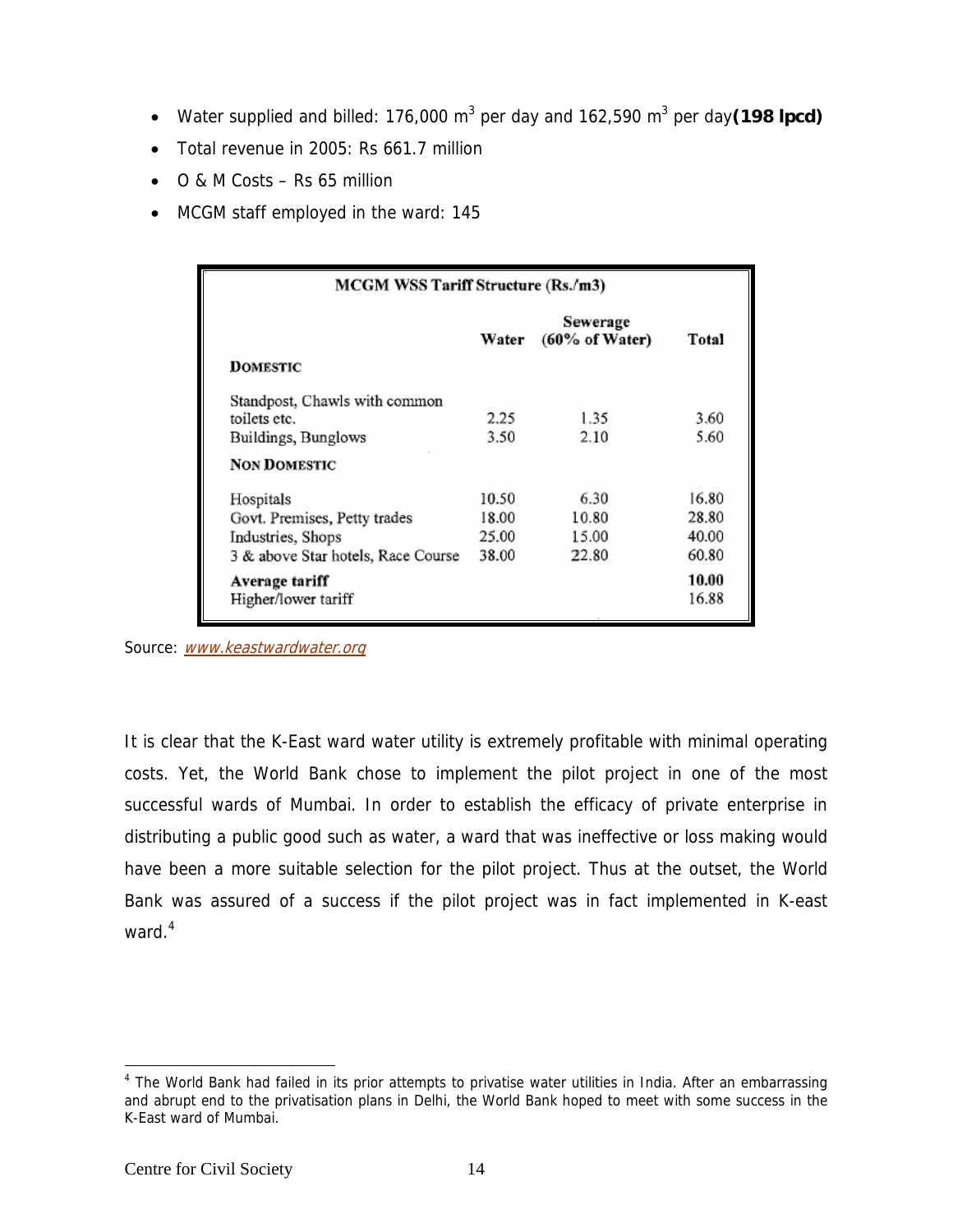- Water supplied and billed: 176,000 $m^3$ per day and 162,590 $m^3$ per day **(198 lpcd)**
- Total revenue in 2005: Rs 661.7 million
- O & M Costs – Rs 65 million
- MCGM staff employed in the ward: 145

| MCGM WSS Tariff Structure (Rs./m3) | | | |
|---|---|---|---|
| | Water | Sewerage (60% of Water) | Total |
| **DOMESTIC** | | | |
| Standpost, Chawls with common toilets etc. | 2.25 | 1.35 | 3.60 |
| Buildings, Bunglows | 3.50 | 2.10 | 5.60 |
| **NON DOMESTIC** | | | |
| Hospitals | 10.50 | 6.30 | 16.80 |
| Govt. Premises, Petty trades | 18.00 | 10.80 | 28.80 |
| Industries, Shops | 25.00 | 15.00 | 40.00 |
| 3 & above Star hotels, Race Course | 38.00 | 22.80 | 60.80 |
| **Average tariff** | | | **10.00** |
| Higher/lower tariff | | | 16.88 |

Source: www.keastwardwater.org

It is clear that the K-East ward water utility is extremely profitable with minimal operating costs. Yet, the World Bank chose to implement the pilot project in one of the most successful wards of Mumbai. In order to establish the efficacy of private enterprise in distributing a public good such as water, a ward that was ineffective or loss making would have been a more suitable selection for the pilot project. Thus at the outset, the World Bank was assured of a success if the pilot project was in fact implemented in K-east ward.[4]

[4] The World Bank had failed in its prior attempts to privatise water utilities in India. After an embarrassing and abrupt end to the privatisation plans in Delhi, the World Bank hoped to meet with some success in the K-East ward of Mumbai.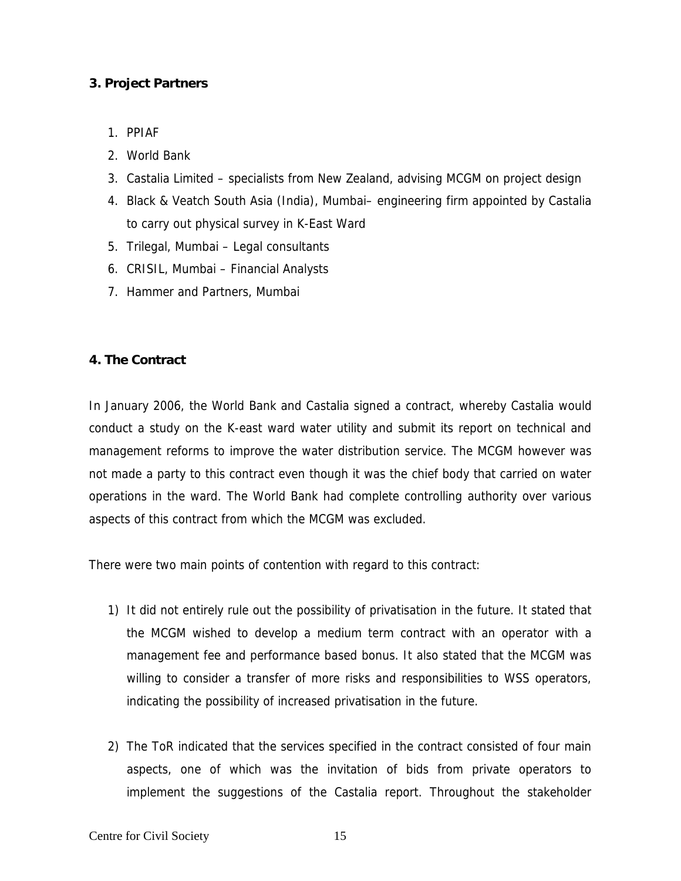## 3. Project Partners

1. PPIAF
2. World Bank
3. Castalia Limited – specialists from New Zealand, advising MCGM on project design
4. Black & Veatch South Asia (India), Mumbai– engineering firm appointed by Castalia to carry out physical survey in K-East Ward
5. Trilegal, Mumbai – Legal consultants
6. CRISIL, Mumbai – Financial Analysts
7. Hammer and Partners, Mumbai

## 4. The Contract

In January 2006, the World Bank and Castalia signed a contract, whereby Castalia would conduct a study on the K-east ward water utility and submit its report on technical and management reforms to improve the water distribution service. The MCGM however was not made a party to this contract even though it was the chief body that carried on water operations in the ward. The World Bank had complete controlling authority over various aspects of this contract from which the MCGM was excluded.

There were two main points of contention with regard to this contract:

1) It did not entirely rule out the possibility of privatisation in the future. It stated that the MCGM wished to develop a medium term contract with an operator with a management fee and performance based bonus. It also stated that the MCGM was willing to consider a transfer of more risks and responsibilities to WSS operators, indicating the possibility of increased privatisation in the future.

2) The ToR indicated that the services specified in the contract consisted of four main aspects, one of which was the invitation of bids from private operators to implement the suggestions of the Castalia report. Throughout the stakeholder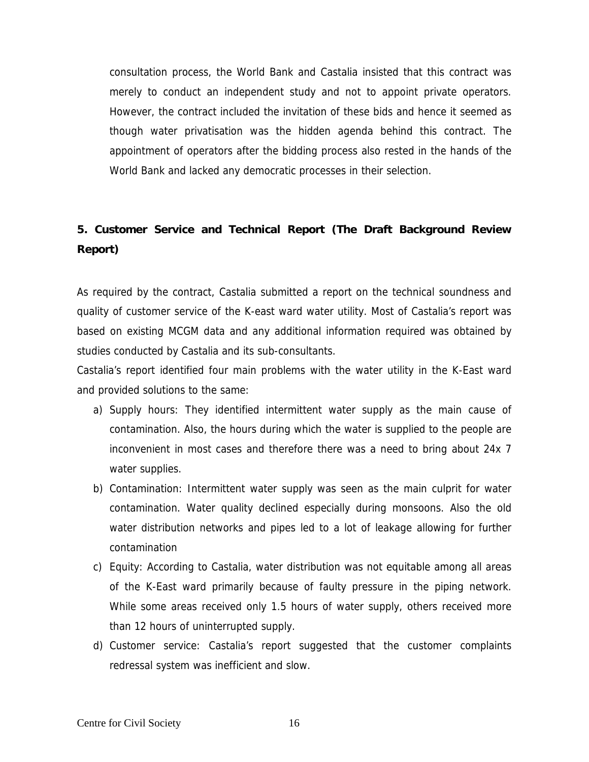consultation process, the World Bank and Castalia insisted that this contract was merely to conduct an independent study and not to appoint private operators. However, the contract included the invitation of these bids and hence it seemed as though water privatisation was the hidden agenda behind this contract. The appointment of operators after the bidding process also rested in the hands of the World Bank and lacked any democratic processes in their selection.

## 5. Customer Service and Technical Report (The Draft Background Review Report)

As required by the contract, Castalia submitted a report on the technical soundness and quality of customer service of the K-east ward water utility. Most of Castalia's report was based on existing MCGM data and any additional information required was obtained by studies conducted by Castalia and its sub-consultants.

Castalia's report identified four main problems with the water utility in the K-East ward and provided solutions to the same:

a) Supply hours: They identified intermittent water supply as the main cause of contamination. Also, the hours during which the water is supplied to the people are inconvenient in most cases and therefore there was a need to bring about 24x 7 water supplies.
b) Contamination: Intermittent water supply was seen as the main culprit for water contamination. Water quality declined especially during monsoons. Also the old water distribution networks and pipes led to a lot of leakage allowing for further contamination
c) Equity: According to Castalia, water distribution was not equitable among all areas of the K-East ward primarily because of faulty pressure in the piping network. While some areas received only 1.5 hours of water supply, others received more than 12 hours of uninterrupted supply.
d) Customer service: Castalia's report suggested that the customer complaints redressal system was inefficient and slow.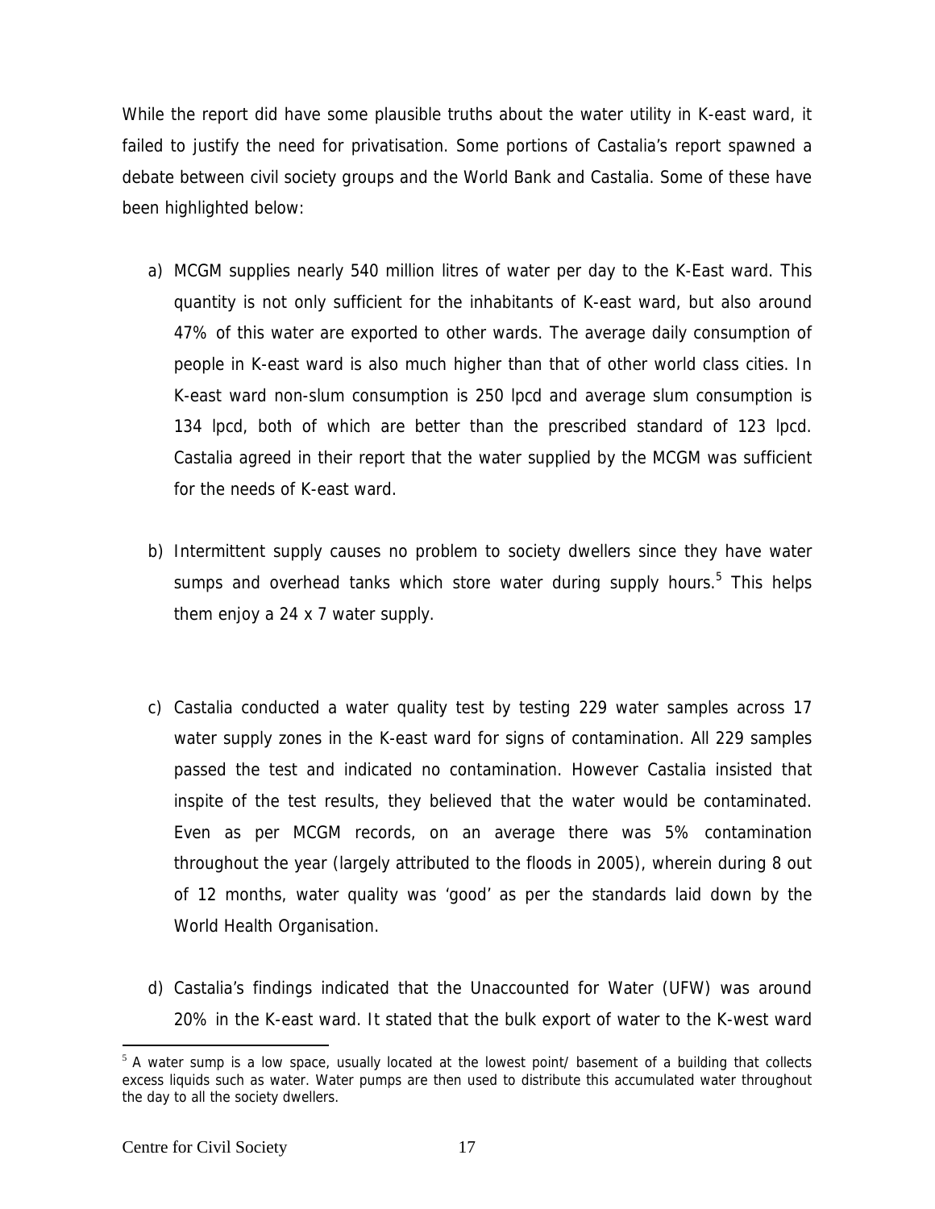While the report did have some plausible truths about the water utility in K-east ward, it failed to justify the need for privatisation. Some portions of Castalia's report spawned a debate between civil society groups and the World Bank and Castalia. Some of these have been highlighted below:

a) MCGM supplies nearly 540 million litres of water per day to the K-East ward. This quantity is not only sufficient for the inhabitants of K-east ward, but also around 47% of this water are exported to other wards. The average daily consumption of people in K-east ward is also much higher than that of other world class cities. In K-east ward non-slum consumption is 250 lpcd and average slum consumption is 134 lpcd, both of which are better than the prescribed standard of 123 lpcd. Castalia agreed in their report that the water supplied by the MCGM was sufficient for the needs of K-east ward.

b) Intermittent supply causes no problem to society dwellers since they have water sumps and overhead tanks which store water during supply hours.[5] This helps them enjoy a 24 x 7 water supply.

c) Castalia conducted a water quality test by testing 229 water samples across 17 water supply zones in the K-east ward for signs of contamination. All 229 samples passed the test and indicated no contamination. However Castalia insisted that inspite of the test results, they believed that the water would be contaminated. Even as per MCGM records, on an average there was 5% contamination throughout the year (largely attributed to the floods in 2005), wherein during 8 out of 12 months, water quality was 'good' as per the standards laid down by the World Health Organisation.

d) Castalia's findings indicated that the Unaccounted for Water (UFW) was around 20% in the K-east ward. It stated that the bulk export of water to the K-west ward

---

[5] A water sump is a low space, usually located at the lowest point/ basement of a building that collects excess liquids such as water. Water pumps are then used to distribute this accumulated water throughout the day to all the society dwellers.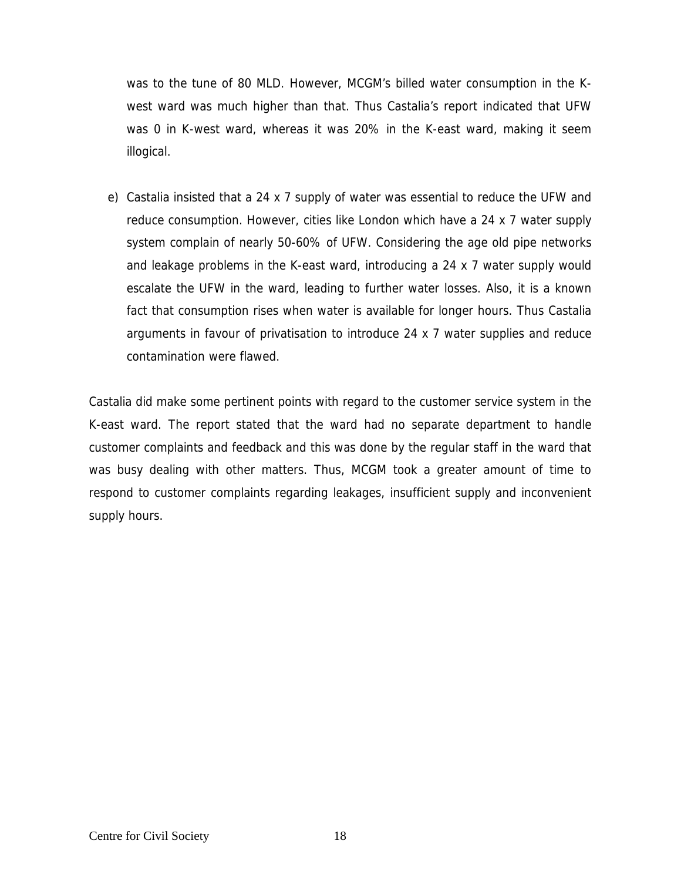was to the tune of 80 MLD. However, MCGM's billed water consumption in the K-west ward was much higher than that. Thus Castalia's report indicated that UFW was 0 in K-west ward, whereas it was 20% in the K-east ward, making it seem illogical.

e) Castalia insisted that a 24 x 7 supply of water was essential to reduce the UFW and reduce consumption. However, cities like London which have a 24 x 7 water supply system complain of nearly 50-60% of UFW. Considering the age old pipe networks and leakage problems in the K-east ward, introducing a 24 x 7 water supply would escalate the UFW in the ward, leading to further water losses. Also, it is a known fact that consumption rises when water is available for longer hours. Thus Castalia arguments in favour of privatisation to introduce 24 x 7 water supplies and reduce contamination were flawed.

Castalia did make some pertinent points with regard to the customer service system in the K-east ward. The report stated that the ward had no separate department to handle customer complaints and feedback and this was done by the regular staff in the ward that was busy dealing with other matters. Thus, MCGM took a greater amount of time to respond to customer complaints regarding leakages, insufficient supply and inconvenient supply hours.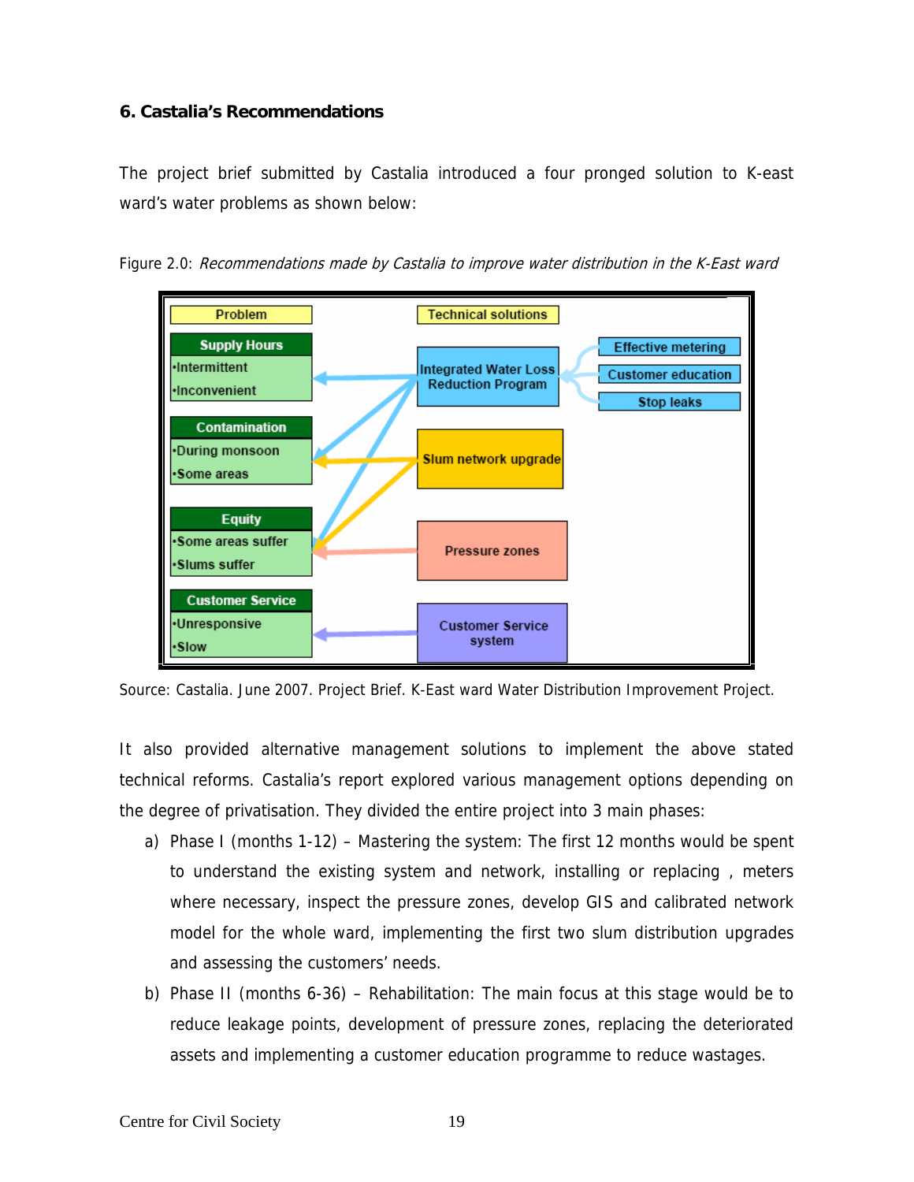### 6. Castalia's Recommendations

The project brief submitted by Castalia introduced a four pronged solution to K-east ward's water problems as shown below:

Figure 2.0: *Recommendations made by Castalia to improve water distribution in the K-East ward*

Source: Castalia. June 2007. Project Brief. K-East ward Water Distribution Improvement Project.

It also provided alternative management solutions to implement the above stated technical reforms. Castalia's report explored various management options depending on the degree of privatisation. They divided the entire project into 3 main phases:

a) Phase I (months 1-12) – Mastering the system: The first 12 months would be spent to understand the existing system and network, installing or replacing , meters where necessary, inspect the pressure zones, develop GIS and calibrated network model for the whole ward, implementing the first two slum distribution upgrades and assessing the customers' needs.

b) Phase II (months 6-36) – Rehabilitation: The main focus at this stage would be to reduce leakage points, development of pressure zones, replacing the deteriorated assets and implementing a customer education programme to reduce wastages.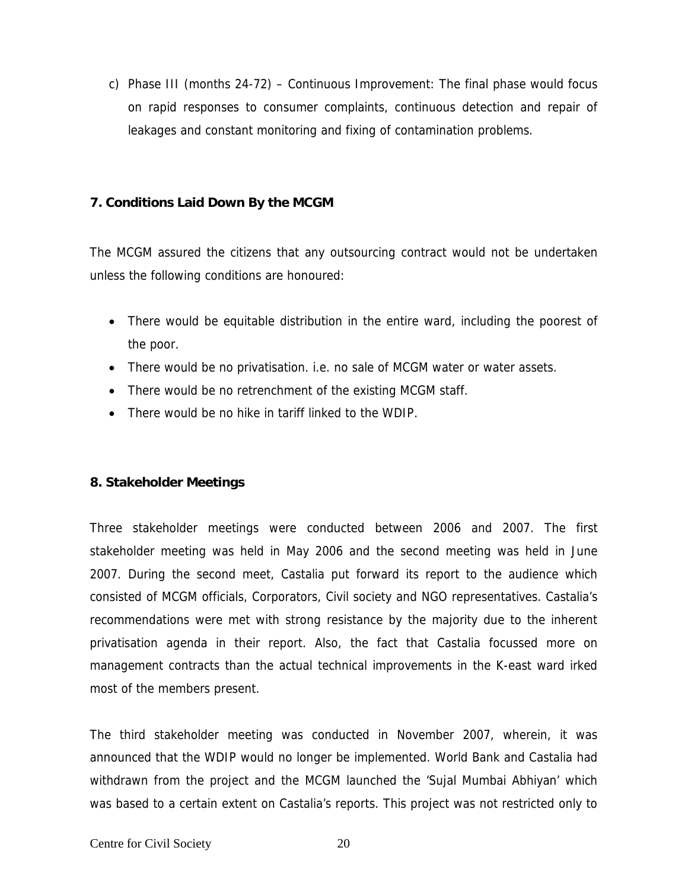c) Phase III (months 24-72) – Continuous Improvement: The final phase would focus on rapid responses to consumer complaints, continuous detection and repair of leakages and constant monitoring and fixing of contamination problems.

## 7. Conditions Laid Down By the MCGM

The MCGM assured the citizens that any outsourcing contract would not be undertaken unless the following conditions are honoured:

- There would be equitable distribution in the entire ward, including the poorest of the poor.
- There would be no privatisation. i.e. no sale of MCGM water or water assets.
- There would be no retrenchment of the existing MCGM staff.
- There would be no hike in tariff linked to the WDIP.

## 8. Stakeholder Meetings

Three stakeholder meetings were conducted between 2006 and 2007. The first stakeholder meeting was held in May 2006 and the second meeting was held in June 2007. During the second meet, Castalia put forward its report to the audience which consisted of MCGM officials, Corporators, Civil society and NGO representatives. Castalia's recommendations were met with strong resistance by the majority due to the inherent privatisation agenda in their report. Also, the fact that Castalia focussed more on management contracts than the actual technical improvements in the K-east ward irked most of the members present.

The third stakeholder meeting was conducted in November 2007, wherein, it was announced that the WDIP would no longer be implemented. World Bank and Castalia had withdrawn from the project and the MCGM launched the 'Sujal Mumbai Abhiyan' which was based to a certain extent on Castalia's reports. This project was not restricted only to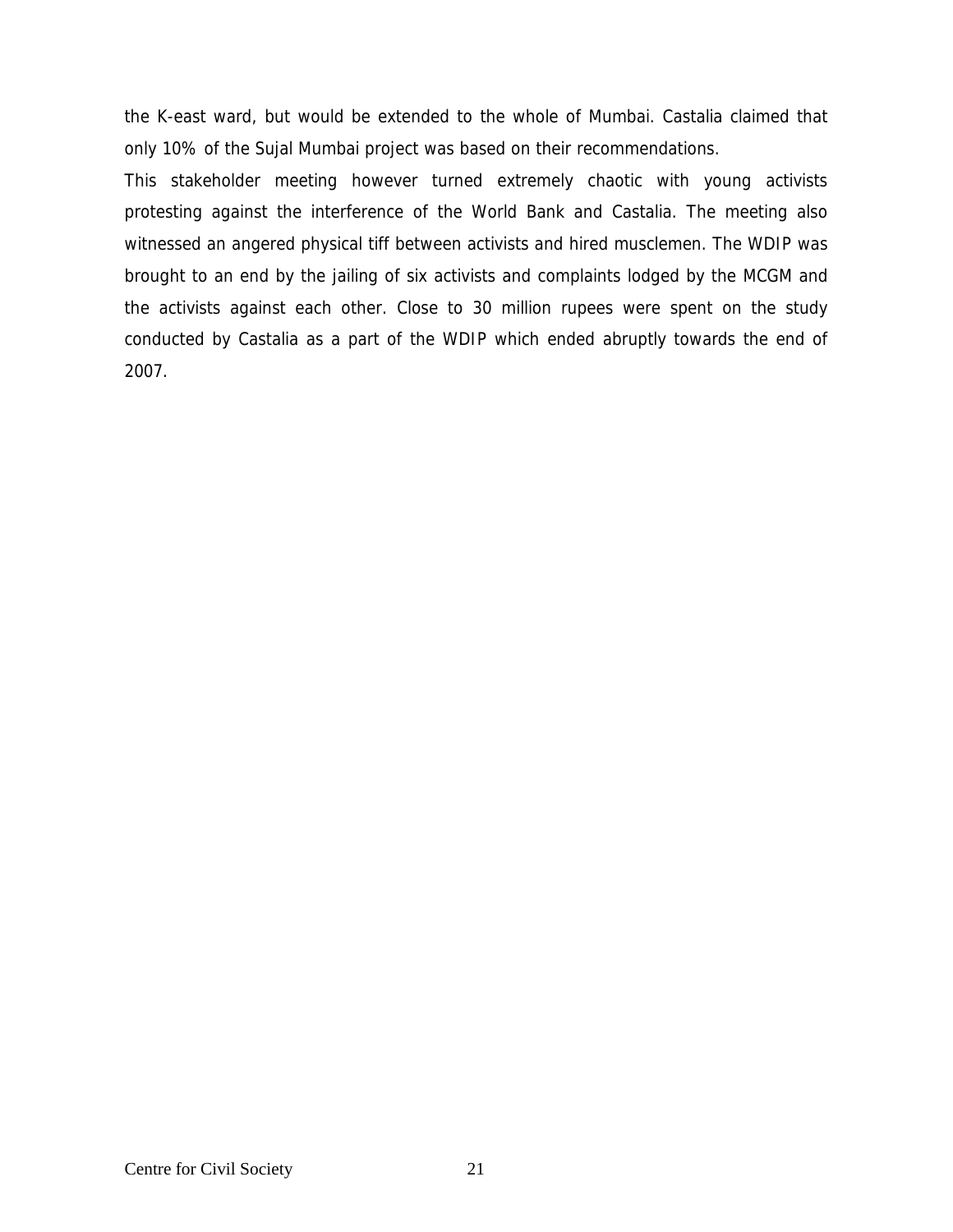the K-east ward, but would be extended to the whole of Mumbai. Castalia claimed that only 10% of the Sujal Mumbai project was based on their recommendations.

This stakeholder meeting however turned extremely chaotic with young activists protesting against the interference of the World Bank and Castalia. The meeting also witnessed an angered physical tiff between activists and hired musclemen. The WDIP was brought to an end by the jailing of six activists and complaints lodged by the MCGM and the activists against each other. Close to 30 million rupees were spent on the study conducted by Castalia as a part of the WDIP which ended abruptly towards the end of 2007.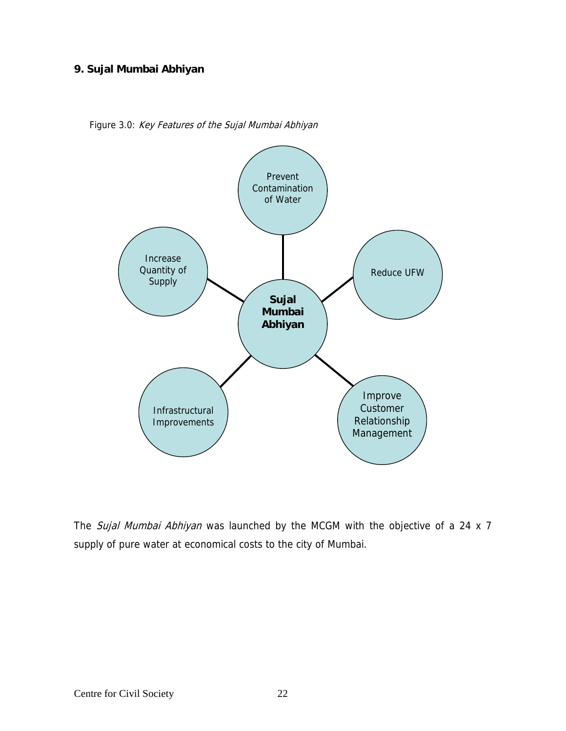### 9. Sujal Mumbai Abhiyan

Figure 3.0: *Key Features of the Sujal Mumbai Abhiyan*

- **Sujal Mumbai Abhiyan**
  - Prevent Contamination of Water
  - Reduce UFW
  - Improve Customer Relationship Management
  - Infrastructural Improvements
  - Increase Quantity of Supply

The *Sujal Mumbai Abhiyan* was launched by the MCGM with the objective of a 24 x 7 supply of pure water at economical costs to the city of Mumbai.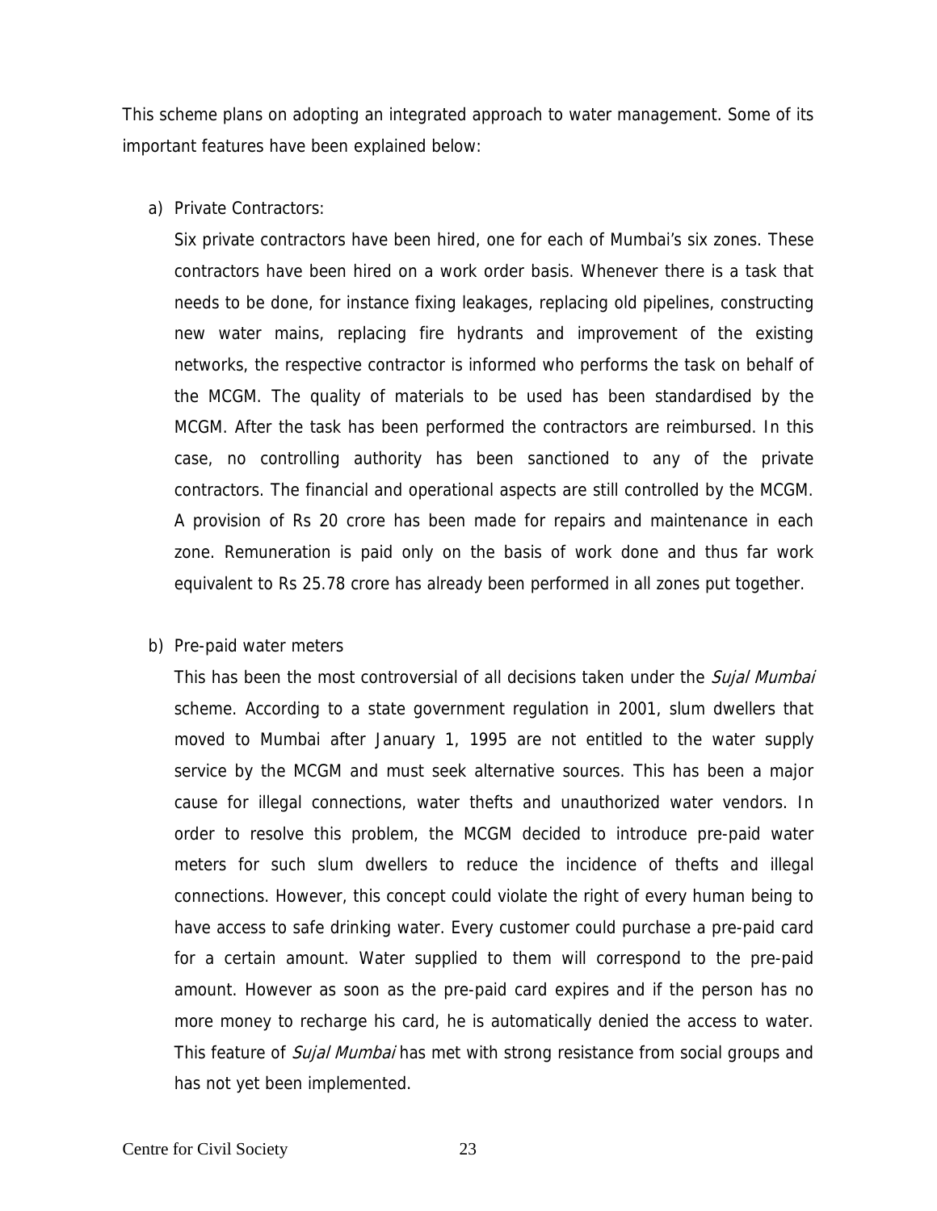This scheme plans on adopting an integrated approach to water management. Some of its important features have been explained below:

a) Private Contractors:

   Six private contractors have been hired, one for each of Mumbai's six zones. These contractors have been hired on a work order basis. Whenever there is a task that needs to be done, for instance fixing leakages, replacing old pipelines, constructing new water mains, replacing fire hydrants and improvement of the existing networks, the respective contractor is informed who performs the task on behalf of the MCGM. The quality of materials to be used has been standardised by the MCGM. After the task has been performed the contractors are reimbursed. In this case, no controlling authority has been sanctioned to any of the private contractors. The financial and operational aspects are still controlled by the MCGM. A provision of Rs 20 crore has been made for repairs and maintenance in each zone. Remuneration is paid only on the basis of work done and thus far work equivalent to Rs 25.78 crore has already been performed in all zones put together.

b) Pre-paid water meters

   This has been the most controversial of all decisions taken under the *Sujal Mumbai* scheme. According to a state government regulation in 2001, slum dwellers that moved to Mumbai after January 1, 1995 are not entitled to the water supply service by the MCGM and must seek alternative sources. This has been a major cause for illegal connections, water thefts and unauthorized water vendors. In order to resolve this problem, the MCGM decided to introduce pre-paid water meters for such slum dwellers to reduce the incidence of thefts and illegal connections. However, this concept could violate the right of every human being to have access to safe drinking water. Every customer could purchase a pre-paid card for a certain amount. Water supplied to them will correspond to the pre-paid amount. However as soon as the pre-paid card expires and if the person has no more money to recharge his card, he is automatically denied the access to water. This feature of *Sujal Mumbai* has met with strong resistance from social groups and has not yet been implemented.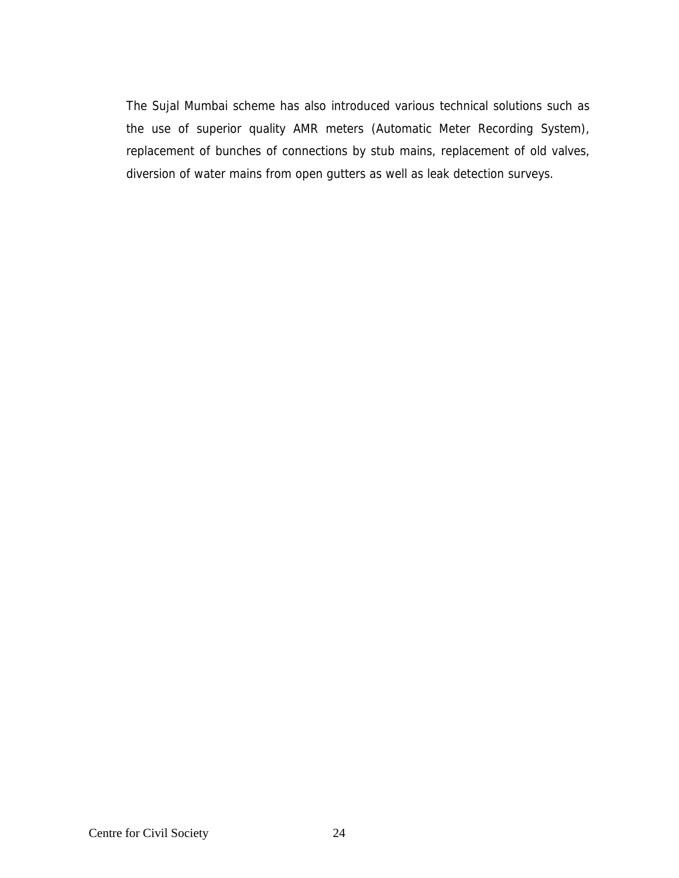The Sujal Mumbai scheme has also introduced various technical solutions such as the use of superior quality AMR meters (Automatic Meter Recording System), replacement of bunches of connections by stub mains, replacement of old valves, diversion of water mains from open gutters as well as leak detection surveys.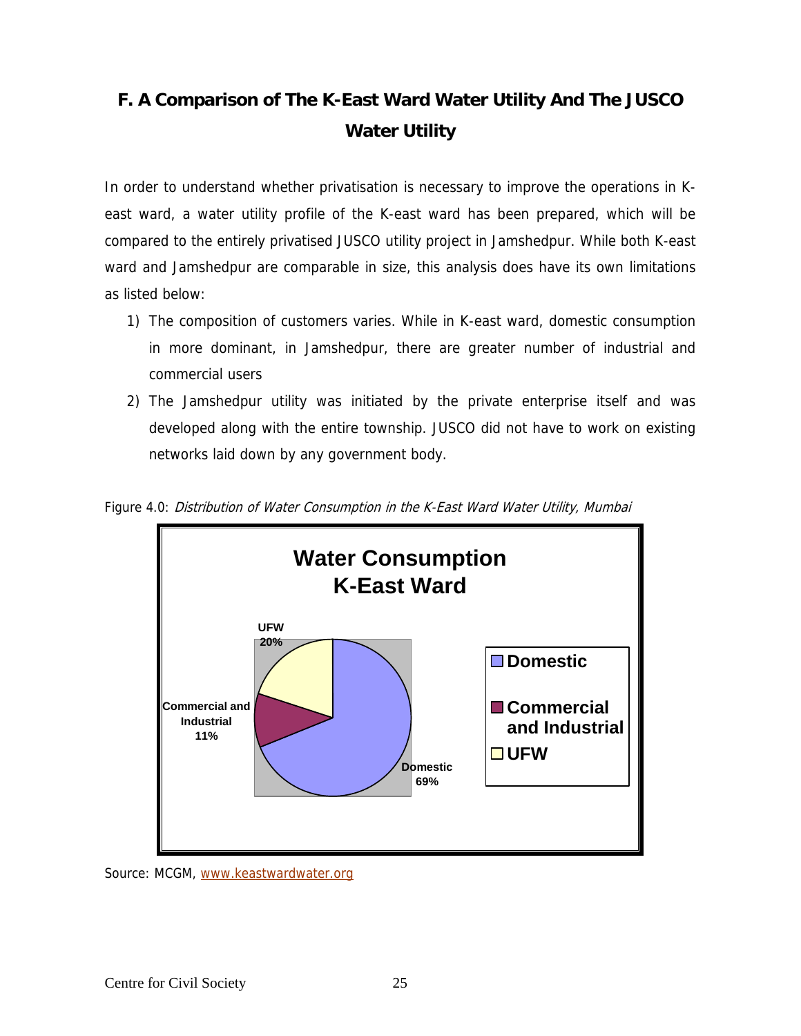## F. A Comparison of The K-East Ward Water Utility And The JUSCO Water Utility

In order to understand whether privatisation is necessary to improve the operations in K-east ward, a water utility profile of the K-east ward has been prepared, which will be compared to the entirely privatised JUSCO utility project in Jamshedpur. While both K-east ward and Jamshedpur are comparable in size, this analysis does have its own limitations as listed below:

1) The composition of customers varies. While in K-east ward, domestic consumption in more dominant, in Jamshedpur, there are greater number of industrial and commercial users
2) The Jamshedpur utility was initiated by the private enterprise itself and was developed along with the entire township. JUSCO did not have to work on existing networks laid down by any government body.

Figure 4.0: *Distribution of Water Consumption in the K-East Ward Water Utility, Mumbai*

**Water Consumption K-East Ward**

| Category | Share |
|---|---|
| Domestic | 69% |
| Commercial and Industrial | 11% |
| UFW | 20% |

Source: MCGM, www.keastwardwater.org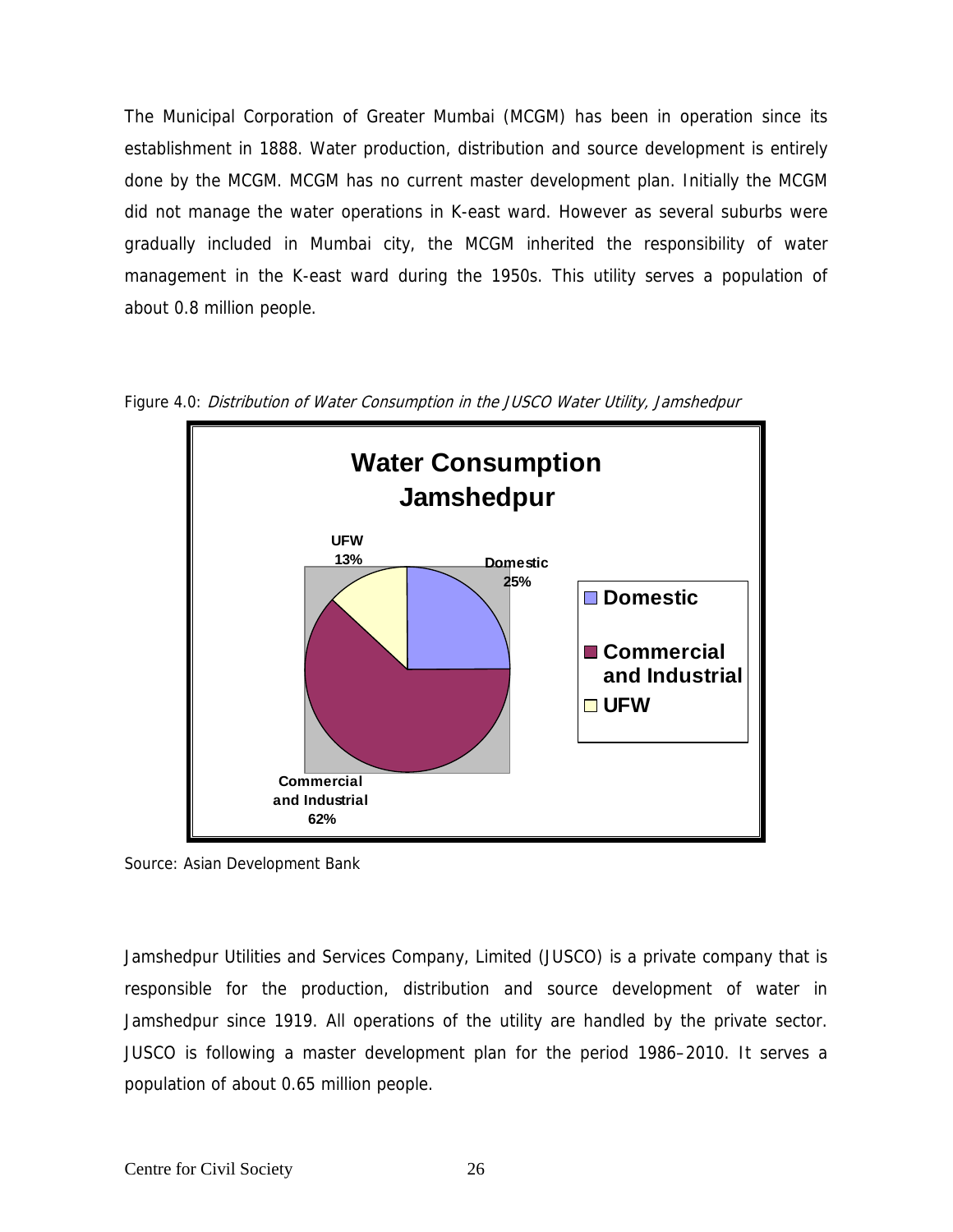The Municipal Corporation of Greater Mumbai (MCGM) has been in operation since its establishment in 1888. Water production, distribution and source development is entirely done by the MCGM. MCGM has no current master development plan. Initially the MCGM did not manage the water operations in K-east ward. However as several suburbs were gradually included in Mumbai city, the MCGM inherited the responsibility of water management in the K-east ward during the 1950s. This utility serves a population of about 0.8 million people.

Figure 4.0: *Distribution of Water Consumption in the JUSCO Water Utility, Jamshedpur*

Source: Asian Development Bank

Jamshedpur Utilities and Services Company, Limited (JUSCO) is a private company that is responsible for the production, distribution and source development of water in Jamshedpur since 1919. All operations of the utility are handled by the private sector. JUSCO is following a master development plan for the period 1986–2010. It serves a population of about 0.65 million people.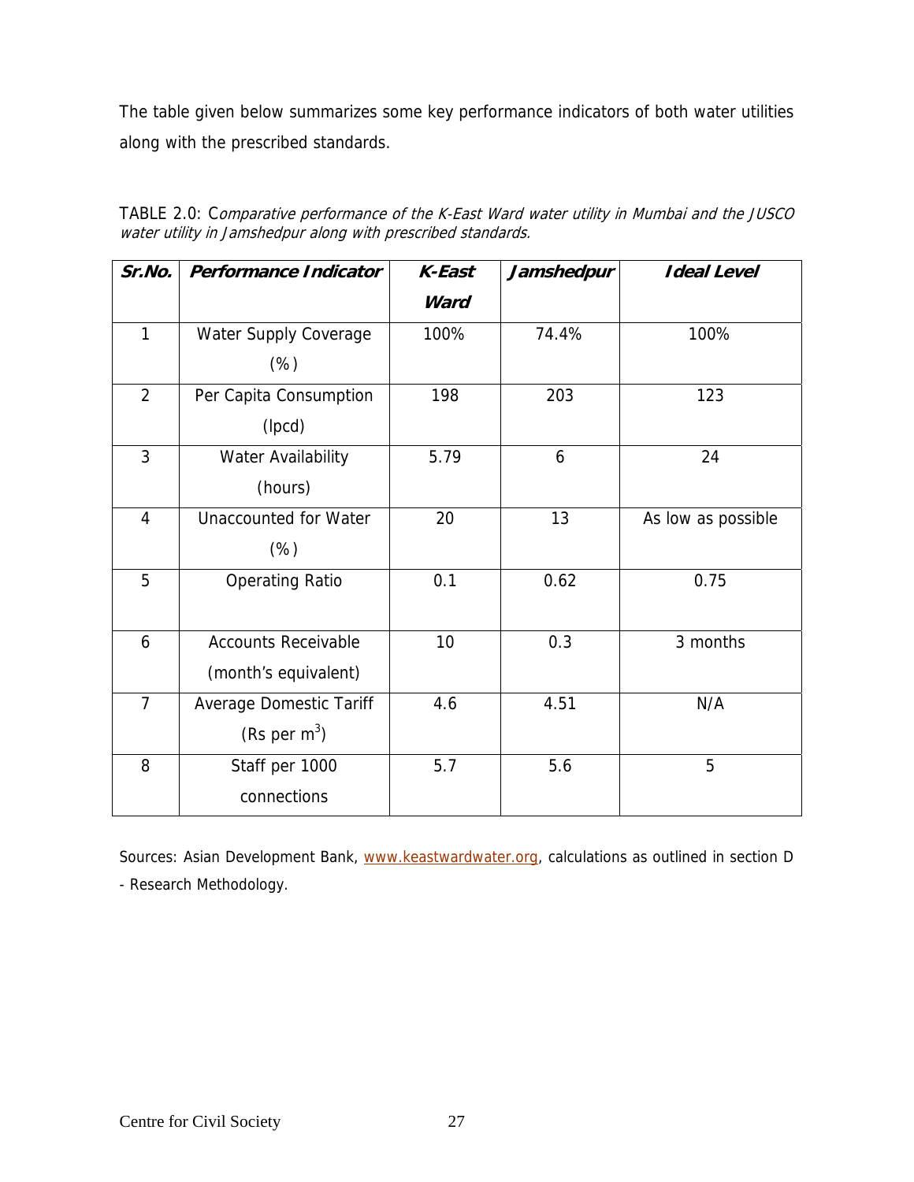The table given below summarizes some key performance indicators of both water utilities along with the prescribed standards.

TABLE 2.0: *Comparative performance of the K-East Ward water utility in Mumbai and the JUSCO water utility in Jamshedpur along with prescribed standards.*

| ***Sr.No.*** | ***Performance Indicator*** | ***K-East Ward*** | ***Jamshedpur*** | ***Ideal Level*** |
|---|---|---|---|---|
| 1 | Water Supply Coverage (%) | 100% | 74.4% | 100% |
| 2 | Per Capita Consumption (lpcd) | 198 | 203 | 123 |
| 3 | Water Availability (hours) | 5.79 | 6 | 24 |
| 4 | Unaccounted for Water (%) | 20 | 13 | As low as possible |
| 5 | Operating Ratio | 0.1 | 0.62 | 0.75 |
| 6 | Accounts Receivable (month's equivalent) | 10 | 0.3 | 3 months |
| 7 | Average Domestic Tariff (Rs per $m^3$) | 4.6 | 4.51 | N/A |
| 8 | Staff per 1000 connections | 5.7 | 5.6 | 5 |

Sources: Asian Development Bank, www.keastwardwater.org, calculations as outlined in section D - Research Methodology.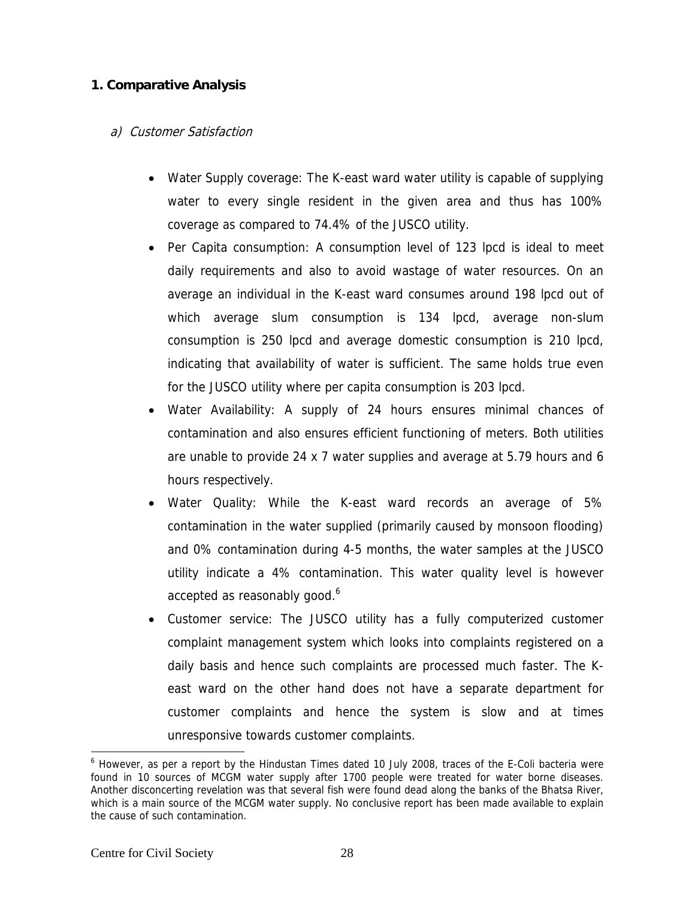## 1. Comparative Analysis

### *a) Customer Satisfaction*

- Water Supply coverage: The K-east ward water utility is capable of supplying water to every single resident in the given area and thus has 100% coverage as compared to 74.4% of the JUSCO utility.
- Per Capita consumption: A consumption level of 123 lpcd is ideal to meet daily requirements and also to avoid wastage of water resources. On an average an individual in the K-east ward consumes around 198 lpcd out of which average slum consumption is 134 lpcd, average non-slum consumption is 250 lpcd and average domestic consumption is 210 lpcd, indicating that availability of water is sufficient. The same holds true even for the JUSCO utility where per capita consumption is 203 lpcd.
- Water Availability: A supply of 24 hours ensures minimal chances of contamination and also ensures efficient functioning of meters. Both utilities are unable to provide 24 x 7 water supplies and average at 5.79 hours and 6 hours respectively.
- Water Quality: While the K-east ward records an average of 5% contamination in the water supplied (primarily caused by monsoon flooding) and 0% contamination during 4-5 months, the water samples at the JUSCO utility indicate a 4% contamination. This water quality level is however accepted as reasonably good.[6]
- Customer service: The JUSCO utility has a fully computerized customer complaint management system which looks into complaints registered on a daily basis and hence such complaints are processed much faster. The K-east ward on the other hand does not have a separate department for customer complaints and hence the system is slow and at times unresponsive towards customer complaints.

---

[6] However, as per a report by the Hindustan Times dated 10 July 2008, traces of the E-Coli bacteria were found in 10 sources of MCGM water supply after 1700 people were treated for water borne diseases. Another disconcerting revelation was that several fish were found dead along the banks of the Bhatsa River, which is a main source of the MCGM water supply. No conclusive report has been made available to explain the cause of such contamination.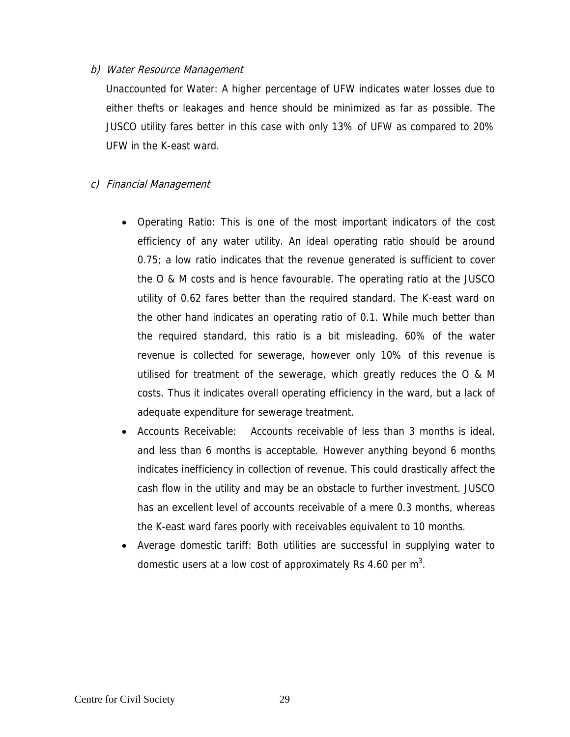*b) Water Resource Management*

Unaccounted for Water: A higher percentage of UFW indicates water losses due to either thefts or leakages and hence should be minimized as far as possible. The JUSCO utility fares better in this case with only 13% of UFW as compared to 20% UFW in the K-east ward.

*c) Financial Management*

- Operating Ratio: This is one of the most important indicators of the cost efficiency of any water utility. An ideal operating ratio should be around 0.75; a low ratio indicates that the revenue generated is sufficient to cover the O & M costs and is hence favourable. The operating ratio at the JUSCO utility of 0.62 fares better than the required standard. The K-east ward on the other hand indicates an operating ratio of 0.1. While much better than the required standard, this ratio is a bit misleading. 60% of the water revenue is collected for sewerage, however only 10% of this revenue is utilised for treatment of the sewerage, which greatly reduces the O & M costs. Thus it indicates overall operating efficiency in the ward, but a lack of adequate expenditure for sewerage treatment.
- Accounts Receivable: Accounts receivable of less than 3 months is ideal, and less than 6 months is acceptable. However anything beyond 6 months indicates inefficiency in collection of revenue. This could drastically affect the cash flow in the utility and may be an obstacle to further investment. JUSCO has an excellent level of accounts receivable of a mere 0.3 months, whereas the K-east ward fares poorly with receivables equivalent to 10 months.
- Average domestic tariff: Both utilities are successful in supplying water to domestic users at a low cost of approximately Rs 4.60 per $m^3$.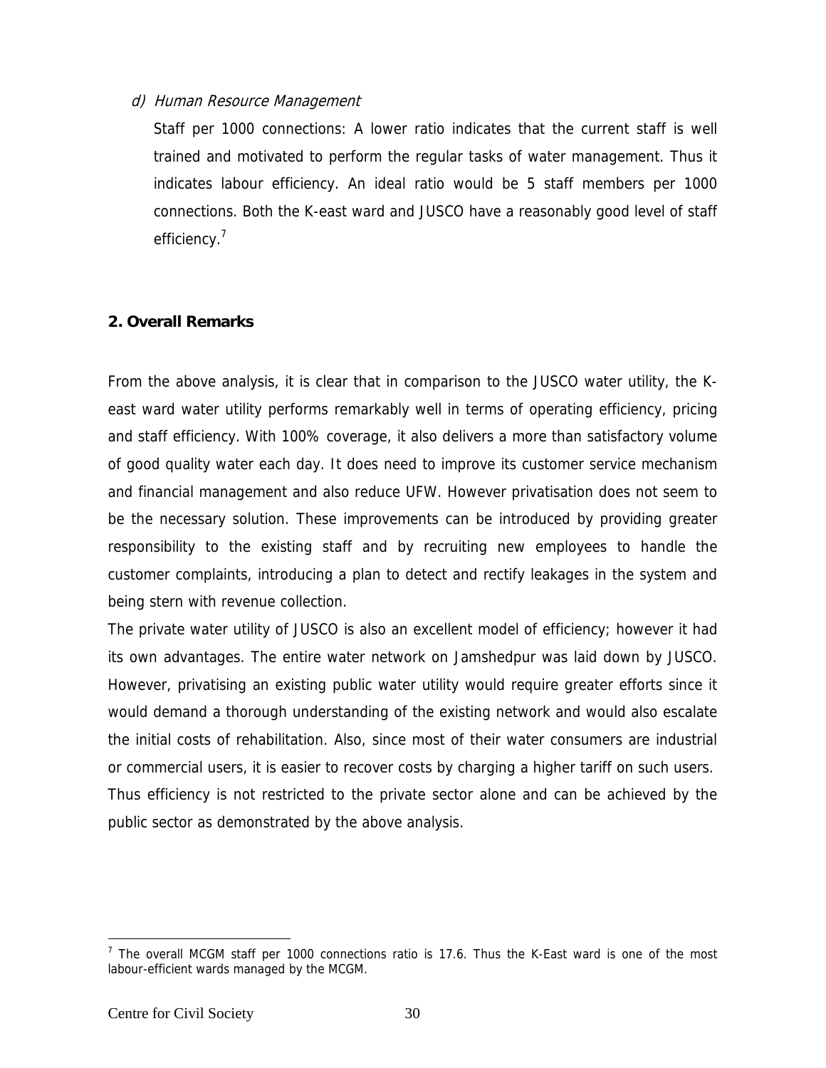*d) Human Resource Management*

Staff per 1000 connections: A lower ratio indicates that the current staff is well trained and motivated to perform the regular tasks of water management. Thus it indicates labour efficiency. An ideal ratio would be 5 staff members per 1000 connections. Both the K-east ward and JUSCO have a reasonably good level of staff efficiency.[7]

**2. Overall Remarks**

From the above analysis, it is clear that in comparison to the JUSCO water utility, the K-east ward water utility performs remarkably well in terms of operating efficiency, pricing and staff efficiency. With 100% coverage, it also delivers a more than satisfactory volume of good quality water each day. It does need to improve its customer service mechanism and financial management and also reduce UFW. However privatisation does not seem to be the necessary solution. These improvements can be introduced by providing greater responsibility to the existing staff and by recruiting new employees to handle the customer complaints, introducing a plan to detect and rectify leakages in the system and being stern with revenue collection.

The private water utility of JUSCO is also an excellent model of efficiency; however it had its own advantages. The entire water network on Jamshedpur was laid down by JUSCO. However, privatising an existing public water utility would require greater efforts since it would demand a thorough understanding of the existing network and would also escalate the initial costs of rehabilitation. Also, since most of their water consumers are industrial or commercial users, it is easier to recover costs by charging a higher tariff on such users.

Thus efficiency is not restricted to the private sector alone and can be achieved by the public sector as demonstrated by the above analysis.

[7] The overall MCGM staff per 1000 connections ratio is 17.6. Thus the K-East ward is one of the most labour-efficient wards managed by the MCGM.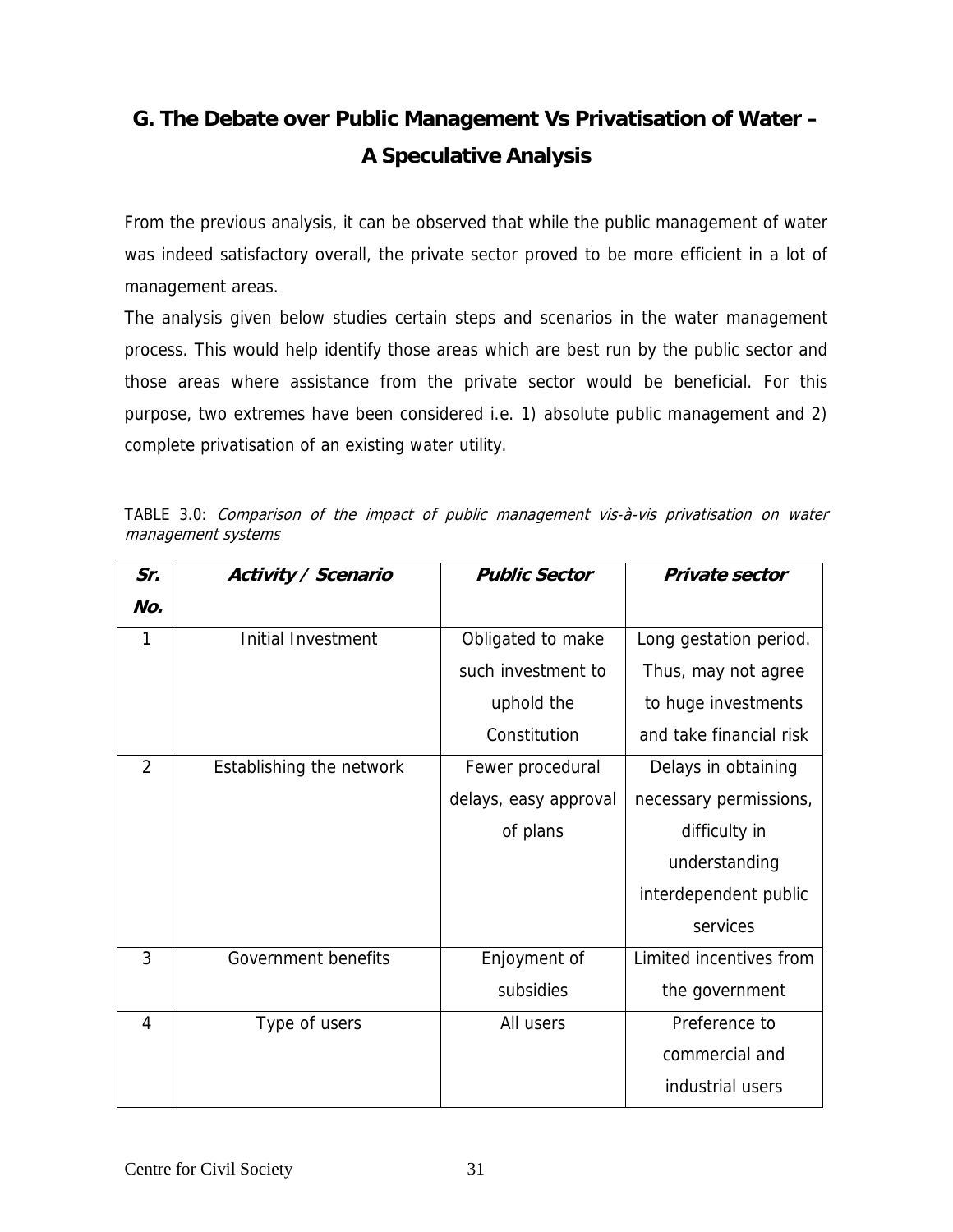## G. The Debate over Public Management Vs Privatisation of Water – A Speculative Analysis

From the previous analysis, it can be observed that while the public management of water was indeed satisfactory overall, the private sector proved to be more efficient in a lot of management areas.

The analysis given below studies certain steps and scenarios in the water management process. This would help identify those areas which are best run by the public sector and those areas where assistance from the private sector would be beneficial. For this purpose, two extremes have been considered i.e. 1) absolute public management and 2) complete privatisation of an existing water utility.

TABLE 3.0: *Comparison of the impact of public management vis-à-vis privatisation on water management systems*

| ***Sr. No.*** | ***Activity / Scenario*** | ***Public Sector*** | ***Private sector*** |
|---|---|---|---|
| 1 | Initial Investment | Obligated to make such investment to uphold the Constitution | Long gestation period. Thus, may not agree to huge investments and take financial risk |
| 2 | Establishing the network | Fewer procedural delays, easy approval of plans | Delays in obtaining necessary permissions, difficulty in understanding interdependent public services |
| 3 | Government benefits | Enjoyment of subsidies | Limited incentives from the government |
| 4 | Type of users | All users | Preference to commercial and industrial users |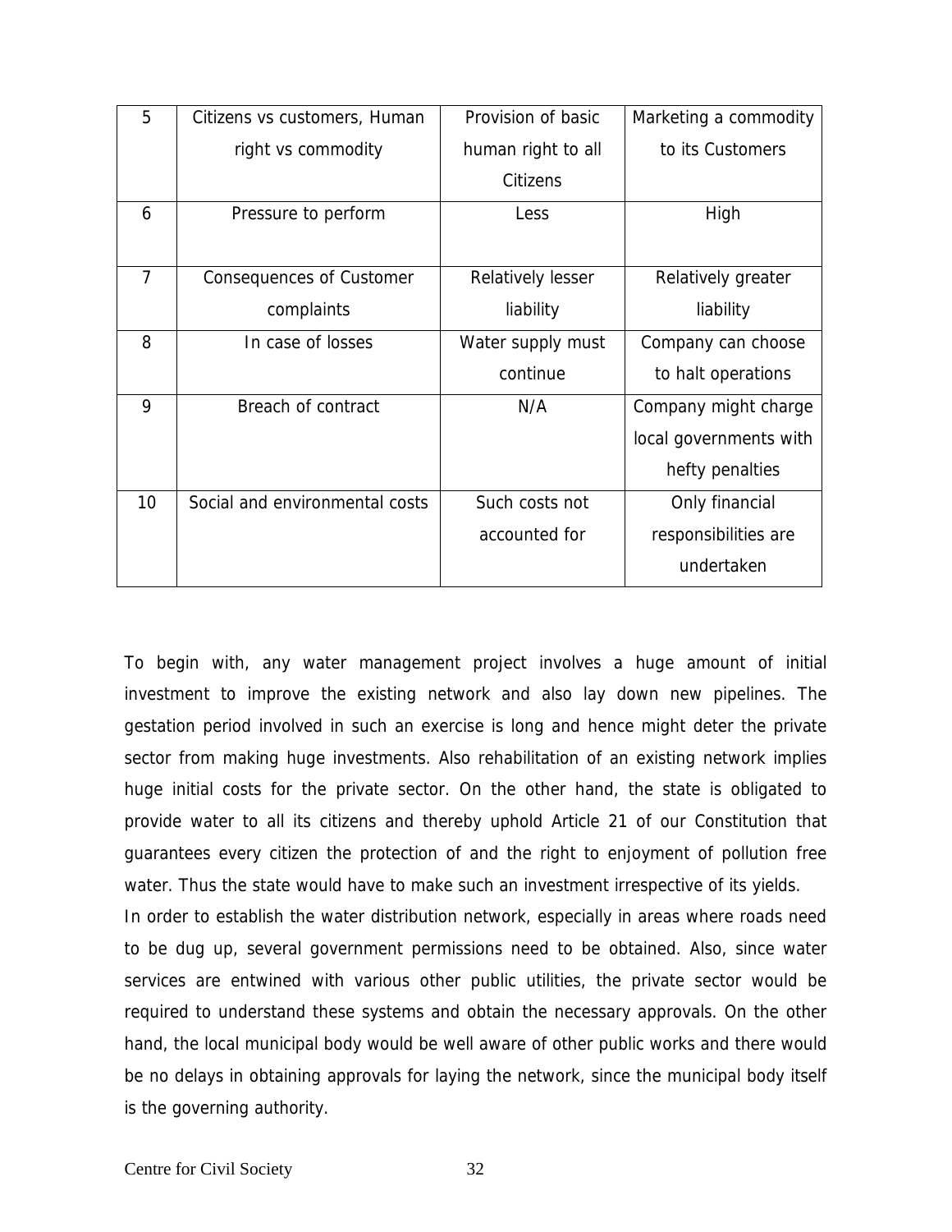| | | | |
|---|---|---|---|
| 5 | Citizens vs customers, Human right vs commodity | Provision of basic human right to all Citizens | Marketing a commodity to its Customers |
| 6 | Pressure to perform | Less | High |
| 7 | Consequences of Customer complaints | Relatively lesser liability | Relatively greater liability |
| 8 | In case of losses | Water supply must continue | Company can choose to halt operations |
| 9 | Breach of contract | N/A | Company might charge local governments with hefty penalties |
| 10 | Social and environmental costs | Such costs not accounted for | Only financial responsibilities are undertaken |

To begin with, any water management project involves a huge amount of initial investment to improve the existing network and also lay down new pipelines. The gestation period involved in such an exercise is long and hence might deter the private sector from making huge investments. Also rehabilitation of an existing network implies huge initial costs for the private sector. On the other hand, the state is obligated to provide water to all its citizens and thereby uphold Article 21 of our Constitution that guarantees every citizen the protection of and the right to enjoyment of pollution free water. Thus the state would have to make such an investment irrespective of its yields.

In order to establish the water distribution network, especially in areas where roads need to be dug up, several government permissions need to be obtained. Also, since water services are entwined with various other public utilities, the private sector would be required to understand these systems and obtain the necessary approvals. On the other hand, the local municipal body would be well aware of other public works and there would be no delays in obtaining approvals for laying the network, since the municipal body itself is the governing authority.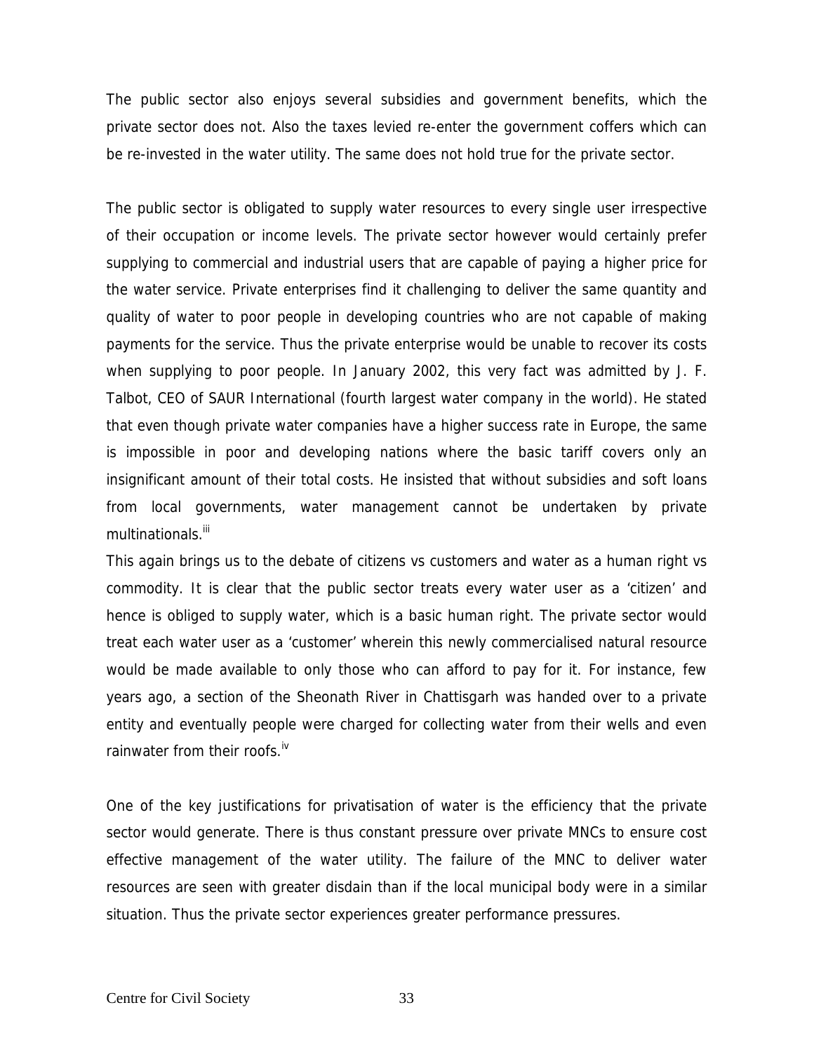The public sector also enjoys several subsidies and government benefits, which the private sector does not. Also the taxes levied re-enter the government coffers which can be re-invested in the water utility. The same does not hold true for the private sector.

The public sector is obligated to supply water resources to every single user irrespective of their occupation or income levels. The private sector however would certainly prefer supplying to commercial and industrial users that are capable of paying a higher price for the water service. Private enterprises find it challenging to deliver the same quantity and quality of water to poor people in developing countries who are not capable of making payments for the service. Thus the private enterprise would be unable to recover its costs when supplying to poor people. In January 2002, this very fact was admitted by J. F. Talbot, CEO of SAUR International (fourth largest water company in the world). He stated that even though private water companies have a higher success rate in Europe, the same is impossible in poor and developing nations where the basic tariff covers only an insignificant amount of their total costs. He insisted that without subsidies and soft loans from local governments, water management cannot be undertaken by private multinationals.[iii]

This again brings us to the debate of citizens vs customers and water as a human right vs commodity. It is clear that the public sector treats every water user as a 'citizen' and hence is obliged to supply water, which is a basic human right. The private sector would treat each water user as a 'customer' wherein this newly commercialised natural resource would be made available to only those who can afford to pay for it. For instance, few years ago, a section of the Sheonath River in Chattisgarh was handed over to a private entity and eventually people were charged for collecting water from their wells and even rainwater from their roofs.[iv]

One of the key justifications for privatisation of water is the efficiency that the private sector would generate. There is thus constant pressure over private MNCs to ensure cost effective management of the water utility. The failure of the MNC to deliver water resources are seen with greater disdain than if the local municipal body were in a similar situation. Thus the private sector experiences greater performance pressures.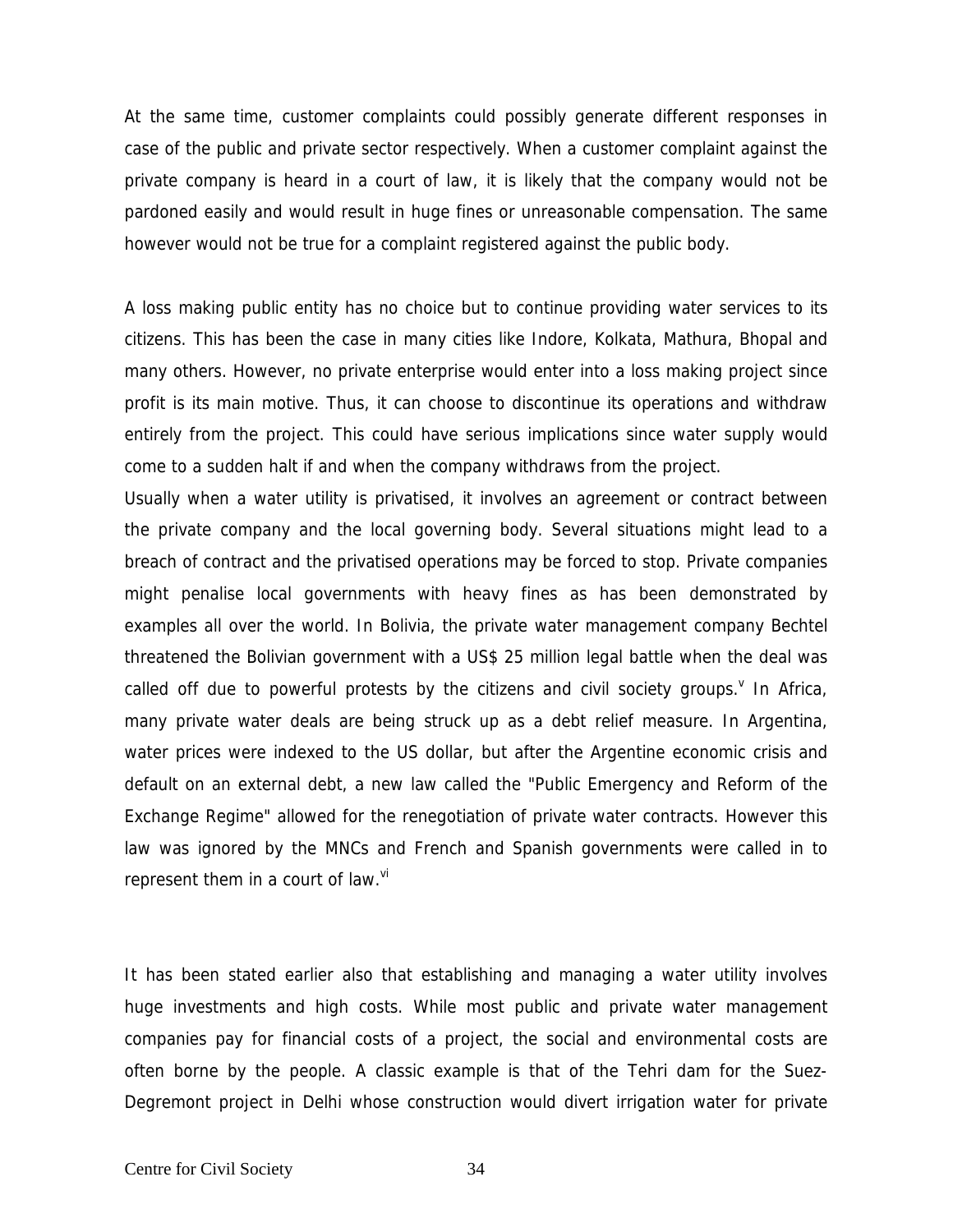At the same time, customer complaints could possibly generate different responses in case of the public and private sector respectively. When a customer complaint against the private company is heard in a court of law, it is likely that the company would not be pardoned easily and would result in huge fines or unreasonable compensation. The same however would not be true for a complaint registered against the public body.

A loss making public entity has no choice but to continue providing water services to its citizens. This has been the case in many cities like Indore, Kolkata, Mathura, Bhopal and many others. However, no private enterprise would enter into a loss making project since profit is its main motive. Thus, it can choose to discontinue its operations and withdraw entirely from the project. This could have serious implications since water supply would come to a sudden halt if and when the company withdraws from the project.

Usually when a water utility is privatised, it involves an agreement or contract between the private company and the local governing body. Several situations might lead to a breach of contract and the privatised operations may be forced to stop. Private companies might penalise local governments with heavy fines as has been demonstrated by examples all over the world. In Bolivia, the private water management company Bechtel threatened the Bolivian government with a US$ 25 million legal battle when the deal was called off due to powerful protests by the citizens and civil society groups.[v] In Africa, many private water deals are being struck up as a debt relief measure. In Argentina, water prices were indexed to the US dollar, but after the Argentine economic crisis and default on an external debt, a new law called the "Public Emergency and Reform of the Exchange Regime" allowed for the renegotiation of private water contracts. However this law was ignored by the MNCs and French and Spanish governments were called in to represent them in a court of law.[vi]

It has been stated earlier also that establishing and managing a water utility involves huge investments and high costs. While most public and private water management companies pay for financial costs of a project, the social and environmental costs are often borne by the people. A classic example is that of the Tehri dam for the Suez-Degremont project in Delhi whose construction would divert irrigation water for private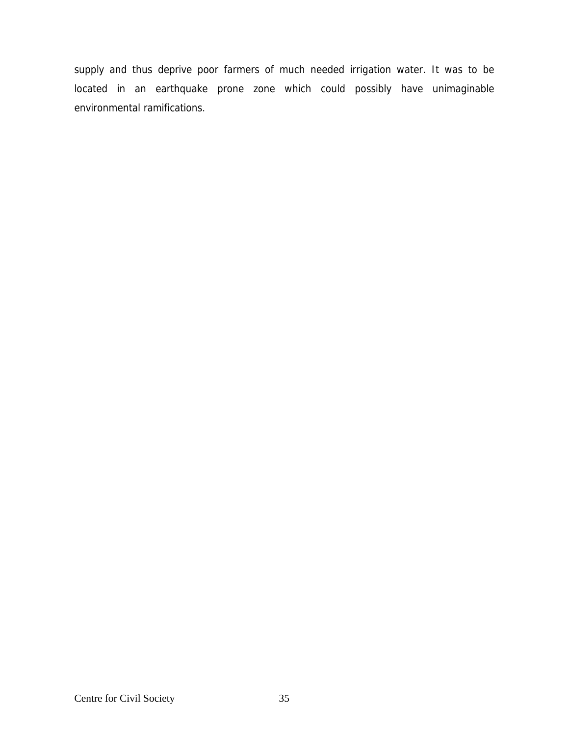supply and thus deprive poor farmers of much needed irrigation water. It was to be located in an earthquake prone zone which could possibly have unimaginable environmental ramifications.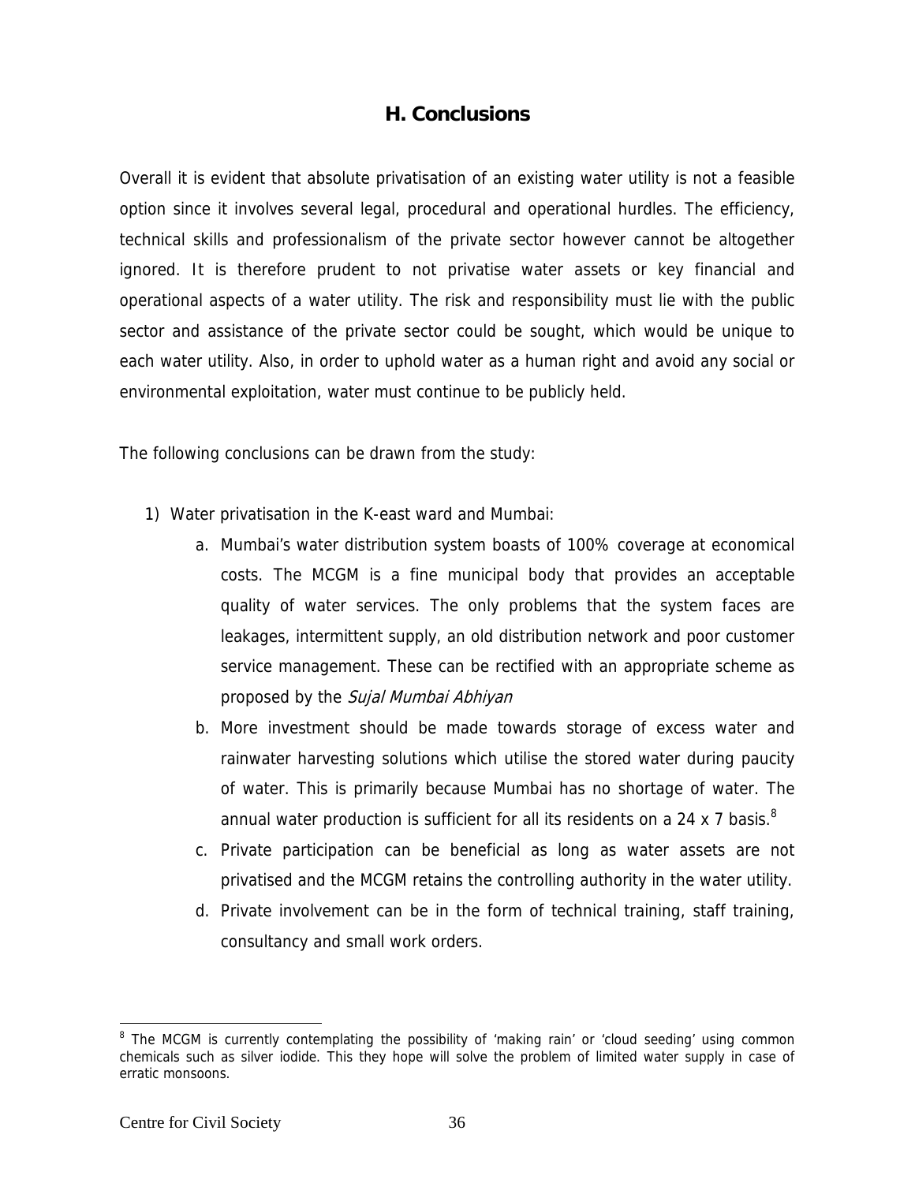## H. Conclusions

Overall it is evident that absolute privatisation of an existing water utility is not a feasible option since it involves several legal, procedural and operational hurdles. The efficiency, technical skills and professionalism of the private sector however cannot be altogether ignored. It is therefore prudent to not privatise water assets or key financial and operational aspects of a water utility. The risk and responsibility must lie with the public sector and assistance of the private sector could be sought, which would be unique to each water utility. Also, in order to uphold water as a human right and avoid any social or environmental exploitation, water must continue to be publicly held.

The following conclusions can be drawn from the study:

1) Water privatisation in the K-east ward and Mumbai:
    a. Mumbai's water distribution system boasts of 100% coverage at economical costs. The MCGM is a fine municipal body that provides an acceptable quality of water services. The only problems that the system faces are leakages, intermittent supply, an old distribution network and poor customer service management. These can be rectified with an appropriate scheme as proposed by the *Sujal Mumbai Abhiyan*
    b. More investment should be made towards storage of excess water and rainwater harvesting solutions which utilise the stored water during paucity of water. This is primarily because Mumbai has no shortage of water. The annual water production is sufficient for all its residents on a 24 x 7 basis.[8]
    c. Private participation can be beneficial as long as water assets are not privatised and the MCGM retains the controlling authority in the water utility.
    d. Private involvement can be in the form of technical training, staff training, consultancy and small work orders.

---

[8] The MCGM is currently contemplating the possibility of 'making rain' or 'cloud seeding' using common chemicals such as silver iodide. This they hope will solve the problem of limited water supply in case of erratic monsoons.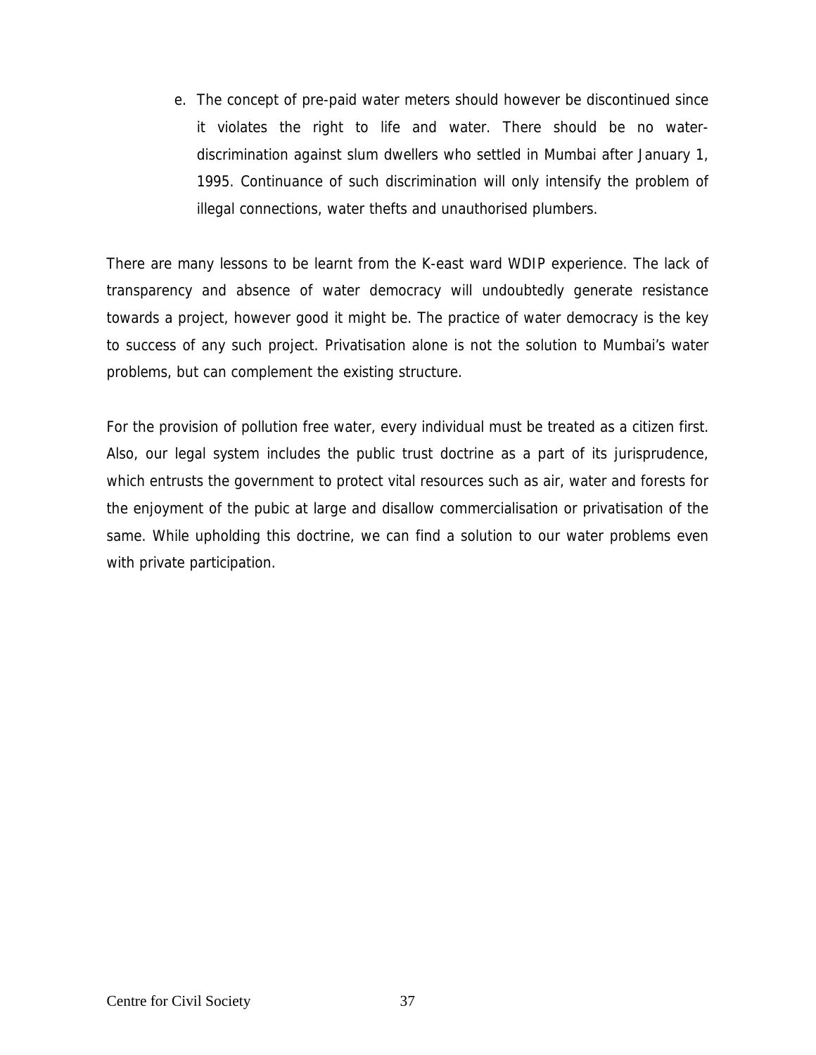e. The concept of pre-paid water meters should however be discontinued since it violates the right to life and water. There should be no water-discrimination against slum dwellers who settled in Mumbai after January 1, 1995. Continuance of such discrimination will only intensify the problem of illegal connections, water thefts and unauthorised plumbers.

There are many lessons to be learnt from the K-east ward WDIP experience. The lack of transparency and absence of water democracy will undoubtedly generate resistance towards a project, however good it might be. The practice of water democracy is the key to success of any such project. Privatisation alone is not the solution to Mumbai's water problems, but can complement the existing structure.

For the provision of pollution free water, every individual must be treated as a citizen first. Also, our legal system includes the public trust doctrine as a part of its jurisprudence, which entrusts the government to protect vital resources such as air, water and forests for the enjoyment of the pubic at large and disallow commercialisation or privatisation of the same. While upholding this doctrine, we can find a solution to our water problems even with private participation.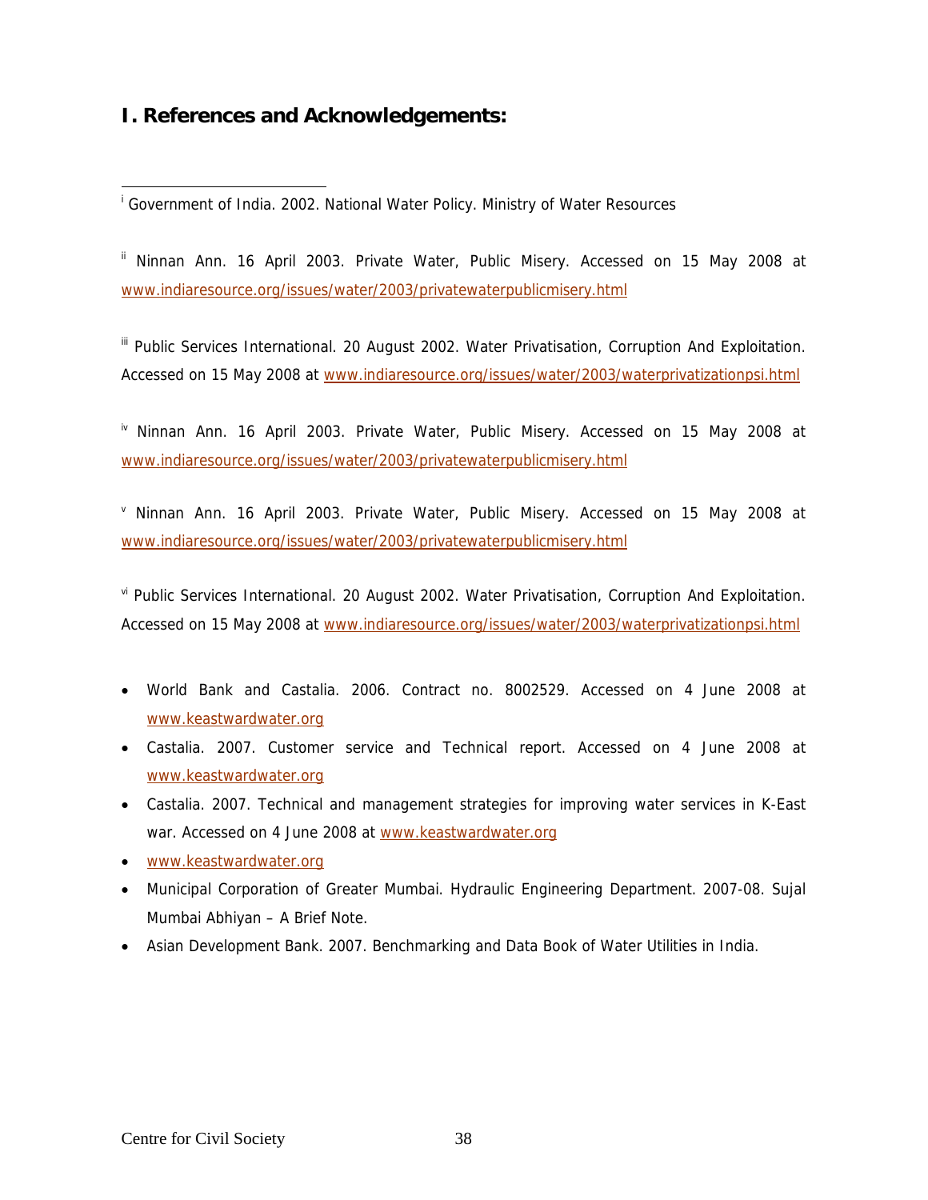## I. References and Acknowledgements:

[i] Government of India. 2002. National Water Policy. Ministry of Water Resources

[ii] Ninnan Ann. 16 April 2003. Private Water, Public Misery. Accessed on 15 May 2008 at www.indiaresource.org/issues/water/2003/privatewaterpublicmisery.html

[iii] Public Services International. 20 August 2002. Water Privatisation, Corruption And Exploitation. Accessed on 15 May 2008 at www.indiaresource.org/issues/water/2003/waterprivatizationpsi.html

[iv] Ninnan Ann. 16 April 2003. Private Water, Public Misery. Accessed on 15 May 2008 at www.indiaresource.org/issues/water/2003/privatewaterpublicmisery.html

[v] Ninnan Ann. 16 April 2003. Private Water, Public Misery. Accessed on 15 May 2008 at www.indiaresource.org/issues/water/2003/privatewaterpublicmisery.html

[vi] Public Services International. 20 August 2002. Water Privatisation, Corruption And Exploitation. Accessed on 15 May 2008 at www.indiaresource.org/issues/water/2003/waterprivatizationpsi.html

- World Bank and Castalia. 2006. Contract no. 8002529. Accessed on 4 June 2008 at www.keastwardwater.org
- Castalia. 2007. Customer service and Technical report. Accessed on 4 June 2008 at www.keastwardwater.org
- Castalia. 2007. Technical and management strategies for improving water services in K-East war. Accessed on 4 June 2008 at www.keastwardwater.org
- www.keastwardwater.org
- Municipal Corporation of Greater Mumbai. Hydraulic Engineering Department. 2007-08. Sujal Mumbai Abhiyan – A Brief Note.
- Asian Development Bank. 2007. Benchmarking and Data Book of Water Utilities in India.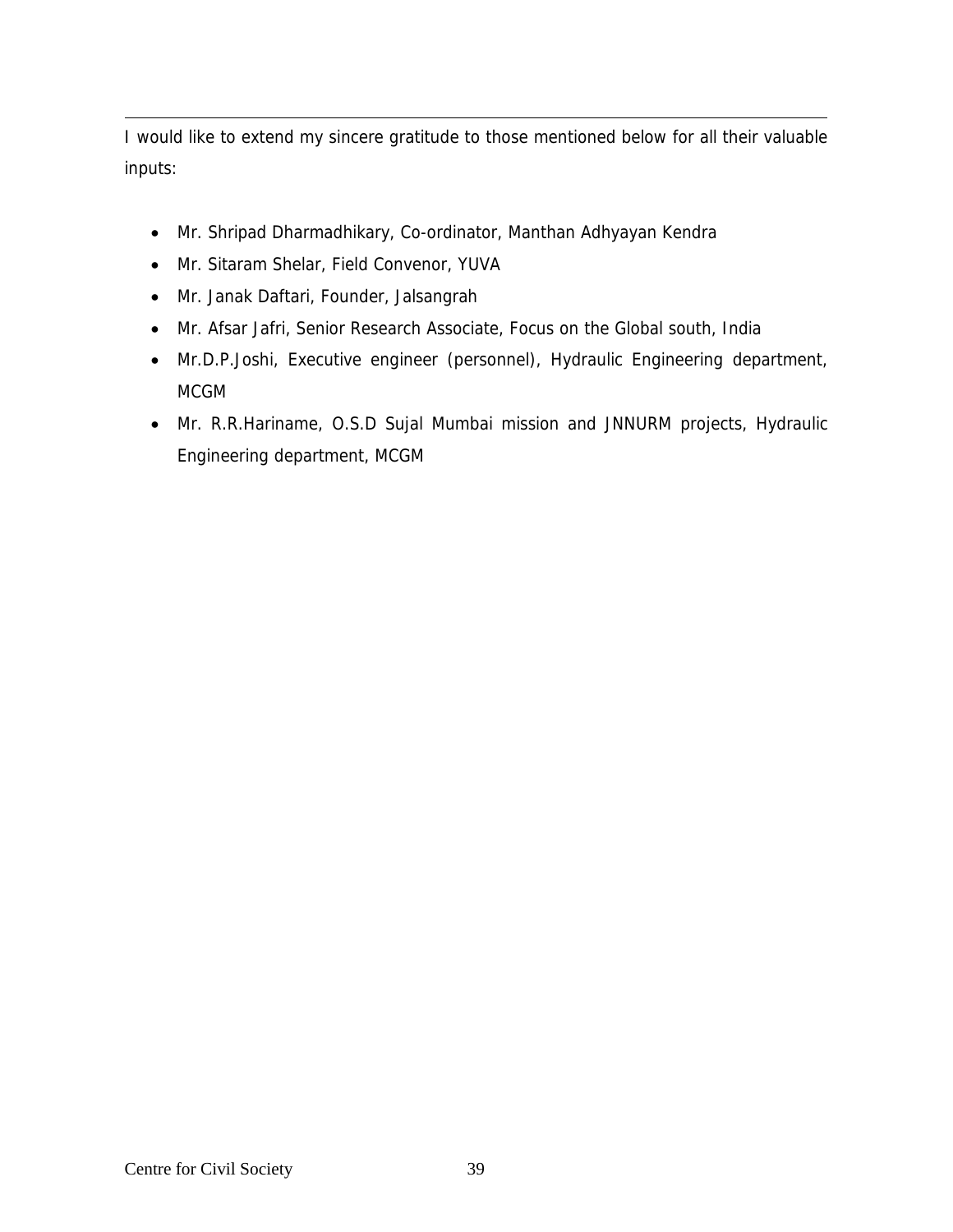I would like to extend my sincere gratitude to those mentioned below for all their valuable inputs:

- Mr. Shripad Dharmadhikary, Co-ordinator, Manthan Adhyayan Kendra
- Mr. Sitaram Shelar, Field Convenor, YUVA
- Mr. Janak Daftari, Founder, Jalsangrah
- Mr. Afsar Jafri, Senior Research Associate, Focus on the Global south, India
- Mr.D.P.Joshi, Executive engineer (personnel), Hydraulic Engineering department, MCGM
- Mr. R.R.Hariname, O.S.D Sujal Mumbai mission and JNNURM projects, Hydraulic Engineering department, MCGM